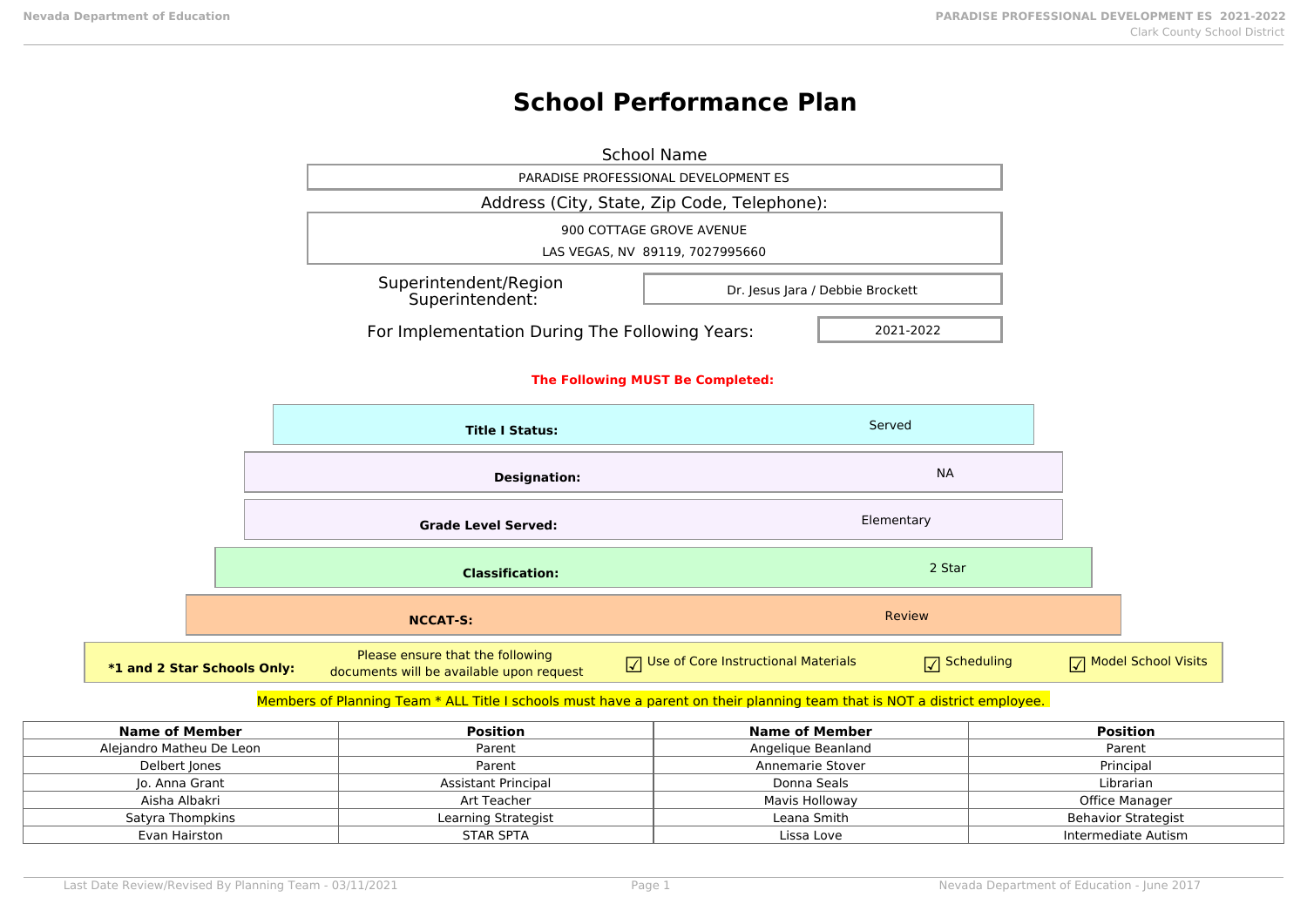# School Performance Plan

**School Name**

PARADISE PROFESSIONAL DEVELOPMENT ES

**Address (City, State, Zip Code, Telephone):**

900 COTTAGE GROVE AVENUE
LAS VEGAS, NV 89119, 7027995660

**Superintendent/Region Superintendent:** Dr. Jesus Jara / Debbie Brockett

**For Implementation During The Following Years:** 2021-2022

**The Following MUST Be Completed:**

| | |
|---|---|
| **Title I Status:** | Served |
| **Designation:** | NA |
| **Grade Level Served:** | Elementary |
| **Classification:** | 2 Star |
| **NCCAT-S:** | Review |

**\*1 and 2 Star Schools Only:** Please ensure that the following documents will be available upon request

- ☑ Use of Core Instructional Materials
- ☑ Scheduling
- ☑ Model School Visits

Members of Planning Team * ALL Title I schools must have a parent on their planning team that is NOT a district employee.

| Name of Member | Position | Name of Member | Position |
|---|---|---|---|
| Alejandro Matheu De Leon | Parent | Angelique Beanland | Parent |
| Delbert Jones | Parent | Annemarie Stover | Principal |
| Jo. Anna Grant | Assistant Principal | Donna Seals | Librarian |
| Aisha Albakri | Art Teacher | Mavis Holloway | Office Manager |
| Satyra Thompkins | Learning Strategist | Leana Smith | Behavior Strategist |
| Evan Hairston | STAR SPTA | Lissa Love | Intermediate Autism |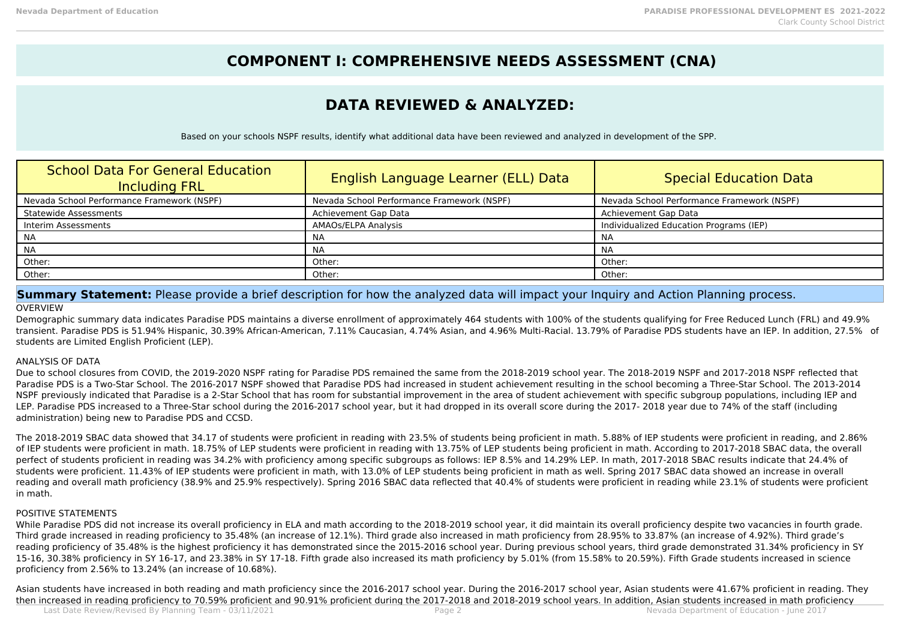# COMPONENT I: COMPREHENSIVE NEEDS ASSESSMENT (CNA)

## DATA REVIEWED & ANALYZED:

Based on your schools NSPF results, identify what additional data have been reviewed and analyzed in development of the SPP.

| School Data For General Education Including FRL | English Language Learner (ELL) Data | Special Education Data |
| --- | --- | --- |
| Nevada School Performance Framework (NSPF) | Nevada School Performance Framework (NSPF) | Nevada School Performance Framework (NSPF) |
| Statewide Assessments | Achievement Gap Data | Achievement Gap Data |
| Interim Assessments | AMAOs/ELPA Analysis | Individualized Education Programs (IEP) |
| NA | NA | NA |
| NA | NA | NA |
| Other: | Other: | Other: |
| Other: | Other: | Other: |

**Summary Statement:** Please provide a brief description for how the analyzed data will impact your Inquiry and Action Planning process.

OVERVIEW

Demographic summary data indicates Paradise PDS maintains a diverse enrollment of approximately 464 students with 100% of the students qualifying for Free Reduced Lunch (FRL) and 49.9% transient. Paradise PDS is 51.94% Hispanic, 30.39% African-American, 7.11% Caucasian, 4.74% Asian, and 4.96% Multi-Racial. 13.79% of Paradise PDS students have an IEP. In addition, 27.5% of students are Limited English Proficient (LEP).

ANALYSIS OF DATA

Due to school closures from COVID, the 2019-2020 NSPF rating for Paradise PDS remained the same from the 2018-2019 school year. The 2018-2019 NSPF and 2017-2018 NSPF reflected that Paradise PDS is a Two-Star School. The 2016-2017 NSPF showed that Paradise PDS had increased in student achievement resulting in the school becoming a Three-Star School. The 2013-2014 NSPF previously indicated that Paradise is a 2-Star School that has room for substantial improvement in the area of student achievement with specific subgroup populations, including IEP and LEP. Paradise PDS increased to a Three-Star school during the 2016-2017 school year, but it had dropped in its overall score during the 2017- 2018 year due to 74% of the staff (including administration) being new to Paradise PDS and CCSD.

The 2018-2019 SBAC data showed that 34.17 of students were proficient in reading with 23.5% of students being proficient in math. 5.88% of IEP students were proficient in reading, and 2.86% of IEP students were proficient in math. 18.75% of LEP students were proficient in reading with 13.75% of LEP students being proficient in math. According to 2017-2018 SBAC data, the overall perfect of students proficient in reading was 34.2% with proficiency among specific subgroups as follows: IEP 8.5% and 14.29% LEP. In math, 2017-2018 SBAC results indicate that 24.4% of students were proficient. 11.43% of IEP students were proficient in math, with 13.0% of LEP students being proficient in math as well. Spring 2017 SBAC data showed an increase in overall reading and overall math proficiency (38.9% and 25.9% respectively). Spring 2016 SBAC data reflected that 40.4% of students were proficient in reading while 23.1% of students were proficient in math.

POSITIVE STATEMENTS

While Paradise PDS did not increase its overall proficiency in ELA and math according to the 2018-2019 school year, it did maintain its overall proficiency despite two vacancies in fourth grade. Third grade increased in reading proficiency to 35.48% (an increase of 12.1%). Third grade also increased in math proficiency from 28.95% to 33.87% (an increase of 4.92%). Third grade's reading proficiency of 35.48% is the highest proficiency it has demonstrated since the 2015-2016 school year. During previous school years, third grade demonstrated 31.34% proficiency in SY 15-16, 30.38% proficiency in SY 16-17, and 23.38% in SY 17-18. Fifth grade also increased its math proficiency by 5.01% (from 15.58% to 20.59%). Fifth Grade students increased in science proficiency from 2.56% to 13.24% (an increase of 10.68%).

Asian students have increased in both reading and math proficiency since the 2016-2017 school year. During the 2016-2017 school year, Asian students were 41.67% proficient in reading. They then increased in reading proficiency to 70.59% proficient and 90.91% proficient during the 2017-2018 and 2018-2019 school years. In addition, Asian students increased in math proficiency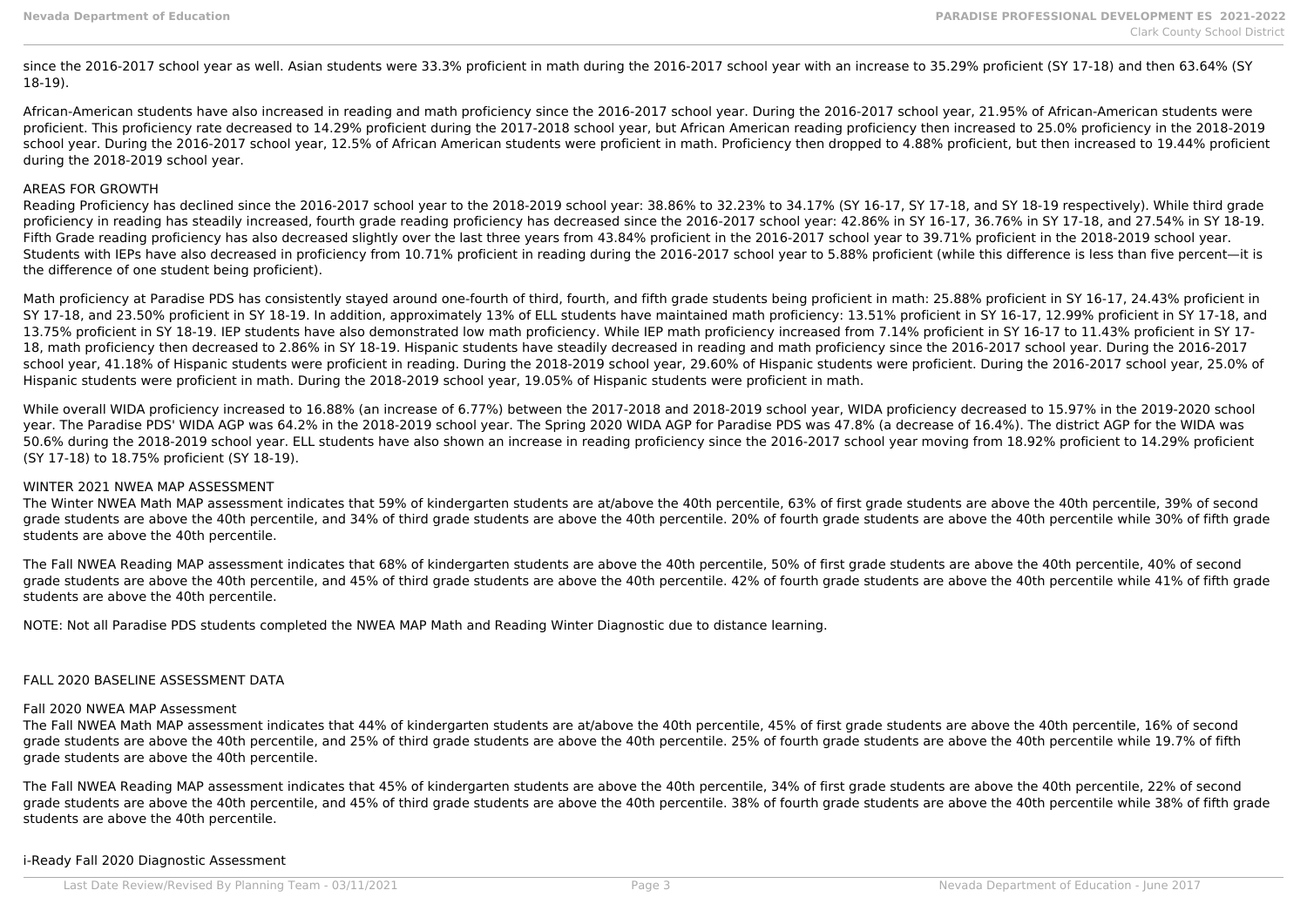since the 2016-2017 school year as well. Asian students were 33.3% proficient in math during the 2016-2017 school year with an increase to 35.29% proficient (SY 17-18) and then 63.64% (SY 18-19).

African-American students have also increased in reading and math proficiency since the 2016-2017 school year. During the 2016-2017 school year, 21.95% of African-American students were proficient. This proficiency rate decreased to 14.29% proficient during the 2017-2018 school year, but African American reading proficiency then increased to 25.0% proficiency in the 2018-2019 school year. During the 2016-2017 school year, 12.5% of African American students were proficient in math. Proficiency then dropped to 4.88% proficient, but then increased to 19.44% proficient during the 2018-2019 school year.

AREAS FOR GROWTH

Reading Proficiency has declined since the 2016-2017 school year to the 2018-2019 school year: 38.86% to 32.23% to 34.17% (SY 16-17, SY 17-18, and SY 18-19 respectively). While third grade proficiency in reading has steadily increased, fourth grade reading proficiency has decreased since the 2016-2017 school year: 42.86% in SY 16-17, 36.76% in SY 17-18, and 27.54% in SY 18-19. Fifth Grade reading proficiency has also decreased slightly over the last three years from 43.84% proficient in the 2016-2017 school year to 39.71% proficient in the 2018-2019 school year. Students with IEPs have also decreased in proficiency from 10.71% proficient in reading during the 2016-2017 school year to 5.88% proficient (while this difference is less than five percent—it is the difference of one student being proficient).

Math proficiency at Paradise PDS has consistently stayed around one-fourth of third, fourth, and fifth grade students being proficient in math: 25.88% proficient in SY 16-17, 24.43% proficient in SY 17-18, and 23.50% proficient in SY 18-19. In addition, approximately 13% of ELL students have maintained math proficiency: 13.51% proficient in SY 16-17, 12.99% proficient in SY 17-18, and 13.75% proficient in SY 18-19. IEP students have also demonstrated low math proficiency. While IEP math proficiency increased from 7.14% proficient in SY 16-17 to 11.43% proficient in SY 17-18, math proficiency then decreased to 2.86% in SY 18-19. Hispanic students have steadily decreased in reading and math proficiency since the 2016-2017 school year. During the 2016-2017 school year, 41.18% of Hispanic students were proficient in reading. During the 2018-2019 school year, 29.60% of Hispanic students were proficient. During the 2016-2017 school year, 25.0% of Hispanic students were proficient in math. During the 2018-2019 school year, 19.05% of Hispanic students were proficient in math.

While overall WIDA proficiency increased to 16.88% (an increase of 6.77%) between the 2017-2018 and 2018-2019 school year, WIDA proficiency decreased to 15.97% in the 2019-2020 school year. The Paradise PDS' WIDA AGP was 64.2% in the 2018-2019 school year. The Spring 2020 WIDA AGP for Paradise PDS was 47.8% (a decrease of 16.4%). The district AGP for the WIDA was 50.6% during the 2018-2019 school year. ELL students have also shown an increase in reading proficiency since the 2016-2017 school year moving from 18.92% proficient to 14.29% proficient (SY 17-18) to 18.75% proficient (SY 18-19).

WINTER 2021 NWEA MAP ASSESSMENT

The Winter NWEA Math MAP assessment indicates that 59% of kindergarten students are at/above the 40th percentile, 63% of first grade students are above the 40th percentile, 39% of second grade students are above the 40th percentile, and 34% of third grade students are above the 40th percentile. 20% of fourth grade students are above the 40th percentile while 30% of fifth grade students are above the 40th percentile.

The Fall NWEA Reading MAP assessment indicates that 68% of kindergarten students are above the 40th percentile, 50% of first grade students are above the 40th percentile, 40% of second grade students are above the 40th percentile, and 45% of third grade students are above the 40th percentile. 42% of fourth grade students are above the 40th percentile while 41% of fifth grade students are above the 40th percentile.

NOTE: Not all Paradise PDS students completed the NWEA MAP Math and Reading Winter Diagnostic due to distance learning.

FALL 2020 BASELINE ASSESSMENT DATA

Fall 2020 NWEA MAP Assessment

The Fall NWEA Math MAP assessment indicates that 44% of kindergarten students are at/above the 40th percentile, 45% of first grade students are above the 40th percentile, 16% of second grade students are above the 40th percentile, and 25% of third grade students are above the 40th percentile. 25% of fourth grade students are above the 40th percentile while 19.7% of fifth grade students are above the 40th percentile.

The Fall NWEA Reading MAP assessment indicates that 45% of kindergarten students are above the 40th percentile, 34% of first grade students are above the 40th percentile, 22% of second grade students are above the 40th percentile, and 45% of third grade students are above the 40th percentile. 38% of fourth grade students are above the 40th percentile while 38% of fifth grade students are above the 40th percentile.

i-Ready Fall 2020 Diagnostic Assessment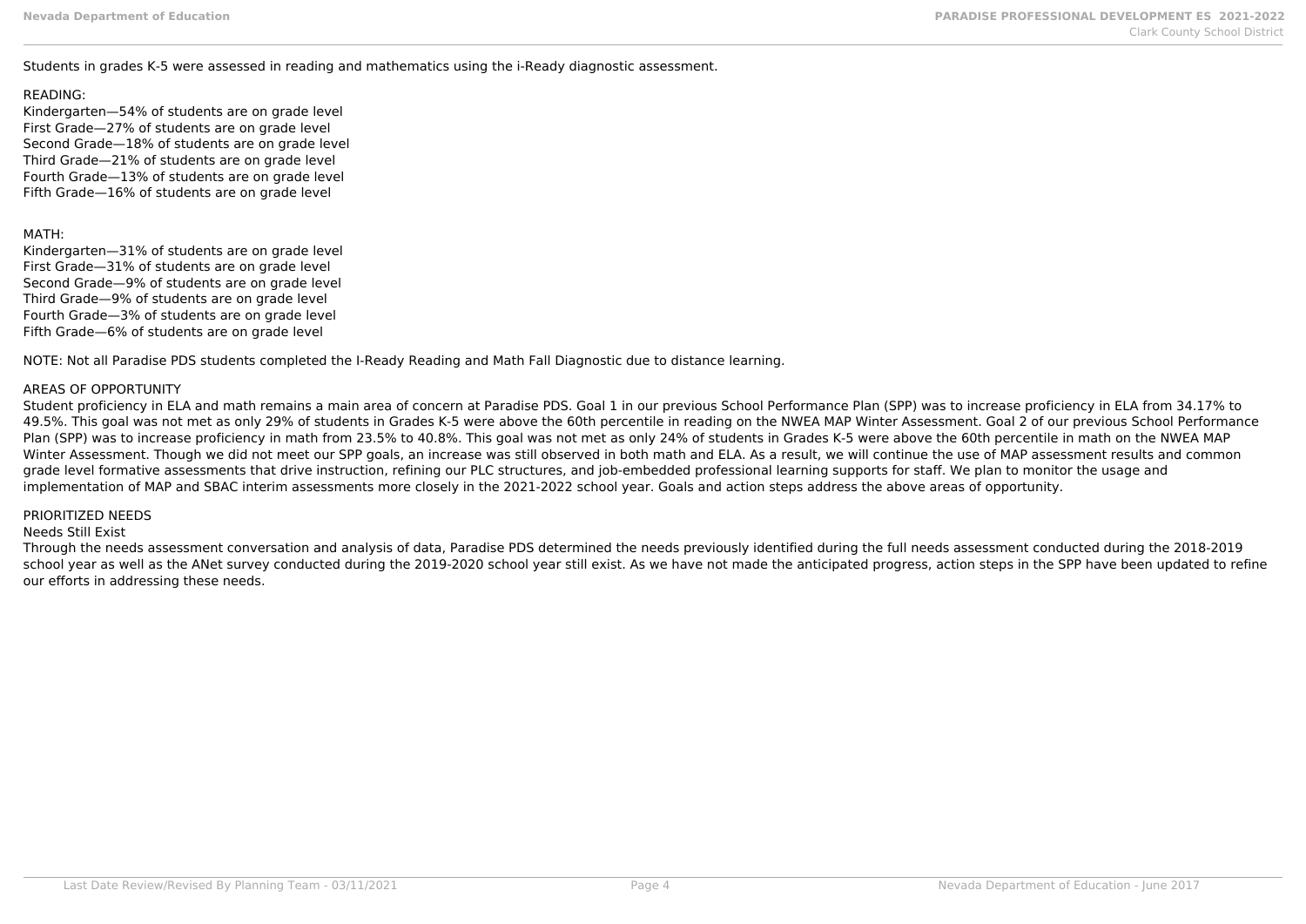Students in grades K-5 were assessed in reading and mathematics using the i-Ready diagnostic assessment.

READING:
Kindergarten—54% of students are on grade level
First Grade—27% of students are on grade level
Second Grade—18% of students are on grade level
Third Grade—21% of students are on grade level
Fourth Grade—13% of students are on grade level
Fifth Grade—16% of students are on grade level

MATH:
Kindergarten—31% of students are on grade level
First Grade—31% of students are on grade level
Second Grade—9% of students are on grade level
Third Grade—9% of students are on grade level
Fourth Grade—3% of students are on grade level
Fifth Grade—6% of students are on grade level

NOTE: Not all Paradise PDS students completed the I-Ready Reading and Math Fall Diagnostic due to distance learning.

AREAS OF OPPORTUNITY
Student proficiency in ELA and math remains a main area of concern at Paradise PDS. Goal 1 in our previous School Performance Plan (SPP) was to increase proficiency in ELA from 34.17% to 49.5%. This goal was not met as only 29% of students in Grades K-5 were above the 60th percentile in reading on the NWEA MAP Winter Assessment. Goal 2 of our previous School Performance Plan (SPP) was to increase proficiency in math from 23.5% to 40.8%. This goal was not met as only 24% of students in Grades K-5 were above the 60th percentile in math on the NWEA MAP Winter Assessment. Though we did not meet our SPP goals, an increase was still observed in both math and ELA. As a result, we will continue the use of MAP assessment results and common grade level formative assessments that drive instruction, refining our PLC structures, and job-embedded professional learning supports for staff. We plan to monitor the usage and implementation of MAP and SBAC interim assessments more closely in the 2021-2022 school year. Goals and action steps address the above areas of opportunity.

PRIORITIZED NEEDS
Needs Still Exist
Through the needs assessment conversation and analysis of data, Paradise PDS determined the needs previously identified during the full needs assessment conducted during the 2018-2019 school year as well as the ANet survey conducted during the 2019-2020 school year still exist. As we have not made the anticipated progress, action steps in the SPP have been updated to refine our efforts in addressing these needs.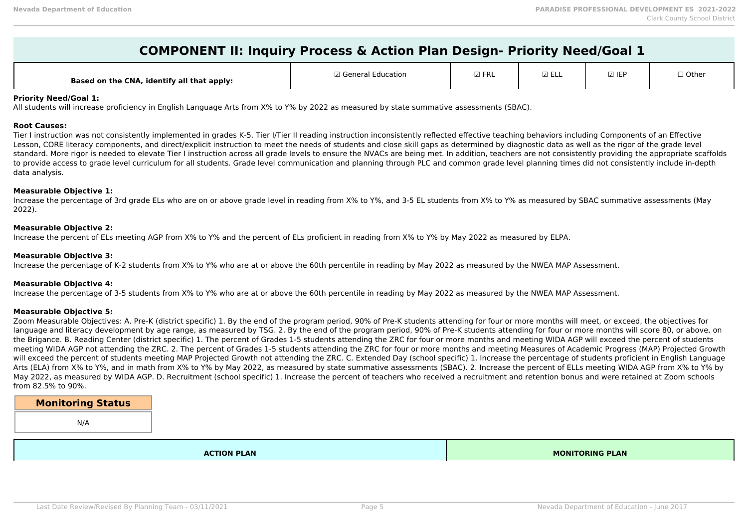# COMPONENT II: Inquiry Process & Action Plan Design- Priority Need/Goal 1

| Based on the CNA, identify all that apply: | ☑ General Education | ☑ FRL | ☑ ELL | ☑ IEP | ☐ Other |
|---|---|---|---|---|---|

**Priority Need/Goal 1:**
All students will increase proficiency in English Language Arts from X% to Y% by 2022 as measured by state summative assessments (SBAC).

**Root Causes:**
Tier I instruction was not consistently implemented in grades K-5. Tier I/Tier II reading instruction inconsistently reflected effective teaching behaviors including Components of an Effective Lesson, CORE literacy components, and direct/explicit instruction to meet the needs of students and close skill gaps as determined by diagnostic data as well as the rigor of the grade level standard. More rigor is needed to elevate Tier I instruction across all grade levels to ensure the NVACs are being met. In addition, teachers are not consistently providing the appropriate scaffolds to provide access to grade level curriculum for all students. Grade level communication and planning through PLC and common grade level planning times did not consistently include in-depth data analysis.

**Measurable Objective 1:**
Increase the percentage of 3rd grade ELs who are on or above grade level in reading from X% to Y%, and 3-5 EL students from X% to Y% as measured by SBAC summative assessments (May 2022).

**Measurable Objective 2:**
Increase the percent of ELs meeting AGP from X% to Y% and the percent of ELs proficient in reading from X% to Y% by May 2022 as measured by ELPA.

**Measurable Objective 3:**
Increase the percentage of K-2 students from X% to Y% who are at or above the 60th percentile in reading by May 2022 as measured by the NWEA MAP Assessment.

**Measurable Objective 4:**
Increase the percentage of 3-5 students from X% to Y% who are at or above the 60th percentile in reading by May 2022 as measured by the NWEA MAP Assessment.

**Measurable Objective 5:**
Zoom Measurable Objectives: A. Pre-K (district specific) 1. By the end of the program period, 90% of Pre-K students attending for four or more months will meet, or exceed, the objectives for language and literacy development by age range, as measured by TSG. 2. By the end of the program period, 90% of Pre-K students attending for four or more months will score 80, or above, on the Brigance. B. Reading Center (district specific) 1. The percent of Grades 1-5 students attending the ZRC for four or more months and meeting WIDA AGP will exceed the percent of students meeting WIDA AGP not attending the ZRC. 2. The percent of Grades 1-5 students attending the ZRC for four or more months and meeting Measures of Academic Progress (MAP) Projected Growth will exceed the percent of students meeting MAP Projected Growth not attending the ZRC. C. Extended Day (school specific) 1. Increase the percentage of students proficient in English Language Arts (ELA) from X% to Y%, and in math from X% to Y% by May 2022, as measured by state summative assessments (SBAC). 2. Increase the percent of ELLs meeting WIDA AGP from X% to Y% by May 2022, as measured by WIDA AGP. D. Recruitment (school specific) 1. Increase the percent of teachers who received a recruitment and retention bonus and were retained at Zoom schools from 82.5% to 90%.

| Monitoring Status |
|---|
| N/A |

| ACTION PLAN | MONITORING PLAN |
|---|---|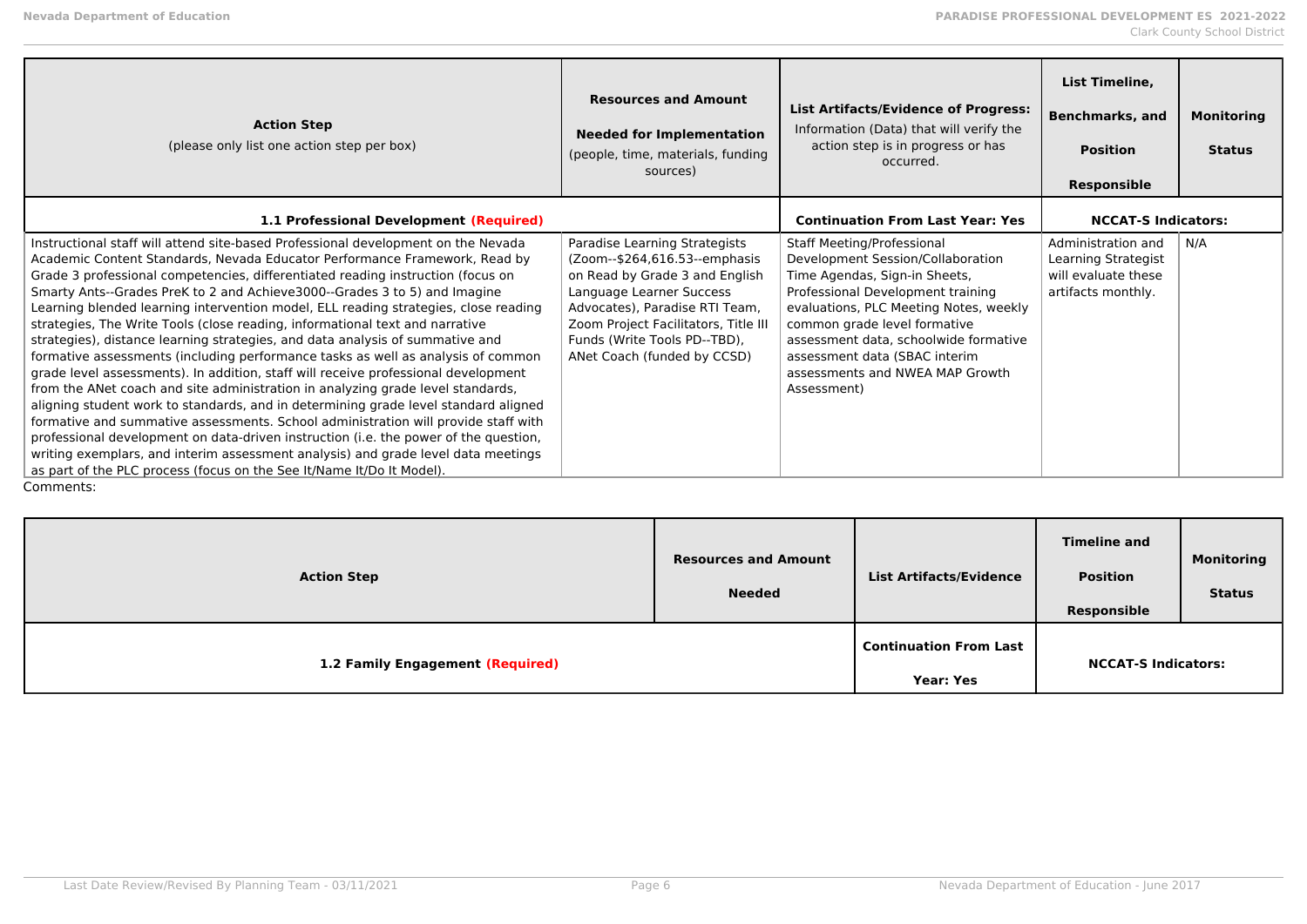| Action Step (please only list one action step per box) | Resources and Amount Needed for Implementation (people, time, materials, funding sources) | List Artifacts/Evidence of Progress: Information (Data) that will verify the action step is in progress or has occurred. | List Timeline, Benchmarks, and Position Responsible | Monitoring Status |
|---|---|---|---|---|
| **1.1 Professional Development (Required)** | | **Continuation From Last Year: Yes** | **NCCAT-S Indicators:** | |
| Instructional staff will attend site-based Professional development on the Nevada Academic Content Standards, Nevada Educator Performance Framework, Read by Grade 3 professional competencies, differentiated reading instruction (focus on Smarty Ants--Grades PreK to 2 and Achieve3000--Grades 3 to 5) and Imagine Learning blended learning intervention model, ELL reading strategies, close reading strategies, The Write Tools (close reading, informational text and narrative strategies), distance learning strategies, and data analysis of summative and formative assessments (including performance tasks as well as analysis of common grade level assessments). In addition, staff will receive professional development from the ANet coach and site administration in analyzing grade level standards, aligning student work to standards, and in determining grade level standard aligned formative and summative assessments. School administration will provide staff with professional development on data-driven instruction (i.e. the power of the question, writing exemplars, and interim assessment analysis) and grade level data meetings as part of the PLC process (focus on the See It/Name It/Do It Model). | Paradise Learning Strategists (Zoom--$264,616.53--emphasis on Read by Grade 3 and English Language Learner Success Advocates), Paradise RTI Team, Zoom Project Facilitators, Title III Funds (Write Tools PD--TBD), ANet Coach (funded by CCSD) | Staff Meeting/Professional Development Session/Collaboration Time Agendas, Sign-in Sheets, Professional Development training evaluations, PLC Meeting Notes, weekly common grade level formative assessment data, schoolwide formative assessment data (SBAC interim assessments and NWEA MAP Growth Assessment) | Administration and Learning Strategist will evaluate these artifacts monthly. | N/A |

Comments:

| Action Step | Resources and Amount Needed | List Artifacts/Evidence | Timeline and Position Responsible | Monitoring Status |
|---|---|---|---|---|
| **1.2 Family Engagement (Required)** | | **Continuation From Last Year: Yes** | **NCCAT-S Indicators:** | |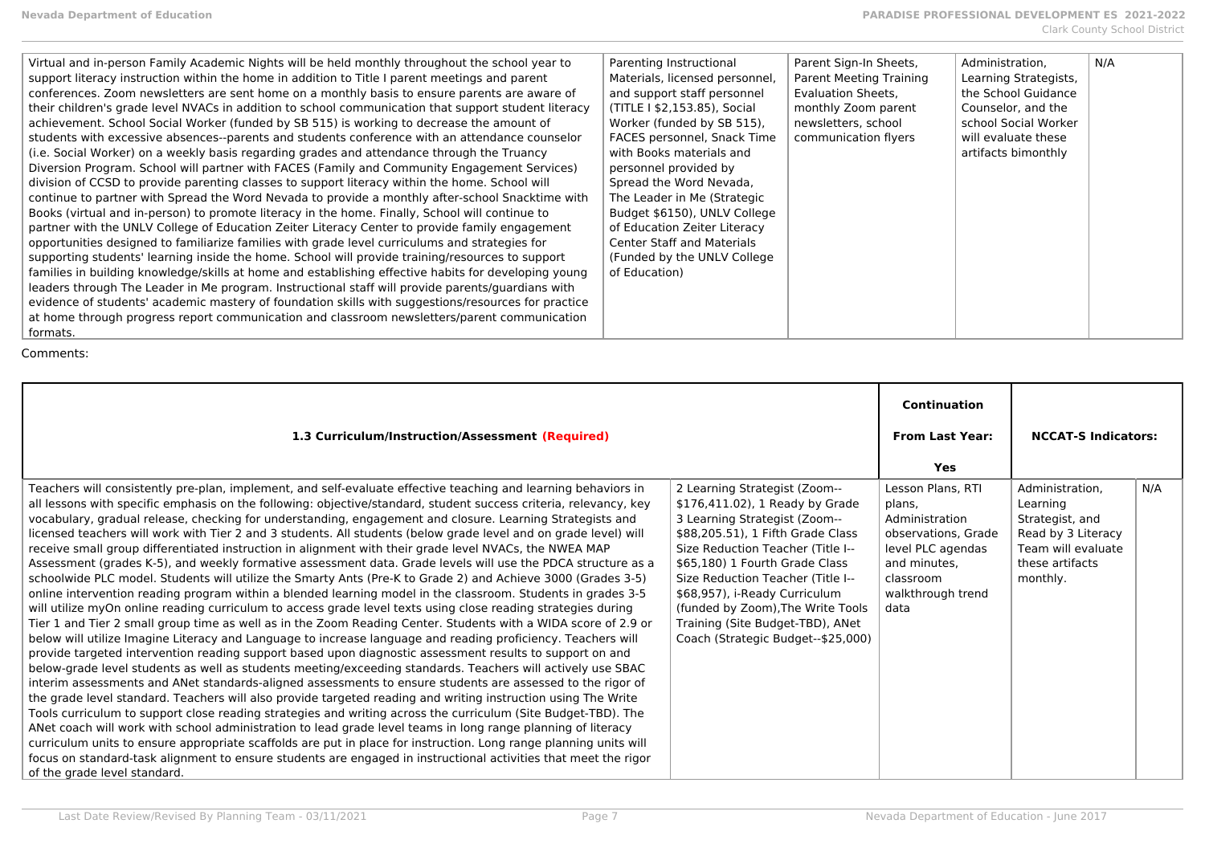| | | | | |
|---|---|---|---|---|
| Virtual and in-person Family Academic Nights will be held monthly throughout the school year to support literacy instruction within the home in addition to Title I parent meetings and parent conferences. Zoom newsletters are sent home on a monthly basis to ensure parents are aware of their children's grade level NVACs in addition to school communication that support student literacy achievement. School Social Worker (funded by SB 515) is working to decrease the amount of students with excessive absences--parents and students conference with an attendance counselor (i.e. Social Worker) on a weekly basis regarding grades and attendance through the Truancy Diversion Program. School will partner with FACES (Family and Community Engagement Services) division of CCSD to provide parenting classes to support literacy within the home. School will continue to partner with Spread the Word Nevada to provide a monthly after-school Snacktime with Books (virtual and in-person) to promote literacy in the home. Finally, School will continue to partner with the UNLV College of Education Zeiter Literacy Center to provide family engagement opportunities designed to familiarize families with grade level curriculums and strategies for supporting students' learning inside the home. School will provide training/resources to support families in building knowledge/skills at home and establishing effective habits for developing young leaders through The Leader in Me program. Instructional staff will provide parents/guardians with evidence of students' academic mastery of foundation skills with suggestions/resources for practice at home through progress report communication and classroom newsletters/parent communication formats. | Parenting Instructional Materials, licensed personnel, and support staff personnel (TITLE I $2,153.85), Social Worker (funded by SB 515), FACES personnel, Snack Time with Books materials and personnel provided by Spread the Word Nevada, The Leader in Me (Strategic Budget $6150), UNLV College of Education Zeiter Literacy Center Staff and Materials (Funded by the UNLV College of Education) | Parent Sign-In Sheets, Parent Meeting Training Evaluation Sheets, monthly Zoom parent newsletters, school communication flyers | Administration, Learning Strategists, the School Guidance Counselor, and the school Social Worker will evaluate these artifacts bimonthly | N/A |

Comments:

| 1.3 Curriculum/Instruction/Assessment **(Required)** | | Continuation From Last Year: Yes | NCCAT-S Indicators: | |
|---|---|---|---|---|
| Teachers will consistently pre-plan, implement, and self-evaluate effective teaching and learning behaviors in all lessons with specific emphasis on the following: objective/standard, student success criteria, relevancy, key vocabulary, gradual release, checking for understanding, engagement and closure. Learning Strategists and licensed teachers will work with Tier 2 and 3 students. All students (below grade level and on grade level) will receive small group differentiated instruction in alignment with their grade level NVACs, the NWEA MAP Assessment (grades K-5), and weekly formative assessment data. Grade levels will use the PDCA structure as a schoolwide PLC model. Students will utilize the Smarty Ants (Pre-K to Grade 2) and Achieve 3000 (Grades 3-5) online intervention reading program within a blended learning model in the classroom. Students in grades 3-5 will utilize myOn online reading curriculum to access grade level texts using close reading strategies during Tier 1 and Tier 2 small group time as well as in the Zoom Reading Center. Students with a WIDA score of 2.9 or below will utilize Imagine Literacy and Language to increase language and reading proficiency. Teachers will provide targeted intervention reading support based upon diagnostic assessment results to support on and below-grade level students as well as students meeting/exceeding standards. Teachers will actively use SBAC interim assessments and ANet standards-aligned assessments to ensure students are assessed to the rigor of the grade level standard. Teachers will also provide targeted reading and writing instruction using The Write Tools curriculum to support close reading strategies and writing across the curriculum (Site Budget-TBD). The ANet coach will work with school administration to lead grade level teams in long range planning of literacy curriculum units to ensure appropriate scaffolds are put in place for instruction. Long range planning units will focus on standard-task alignment to ensure students are engaged in instructional activities that meet the rigor of the grade level standard. | 2 Learning Strategist (Zoom--$176,411.02), 1 Ready by Grade 3 Learning Strategist (Zoom--$88,205.51), 1 Fifth Grade Class Size Reduction Teacher (Title I--$65,180) 1 Fourth Grade Class Size Reduction Teacher (Title I--$68,957), i-Ready Curriculum (funded by Zoom),The Write Tools Training (Site Budget-TBD), ANet Coach (Strategic Budget--$25,000) | Lesson Plans, RTI plans, Administration observations, Grade level PLC agendas and minutes, classroom walkthrough trend data | Administration, Learning Strategist, and Read by 3 Literacy Team will evaluate these artifacts monthly. | N/A |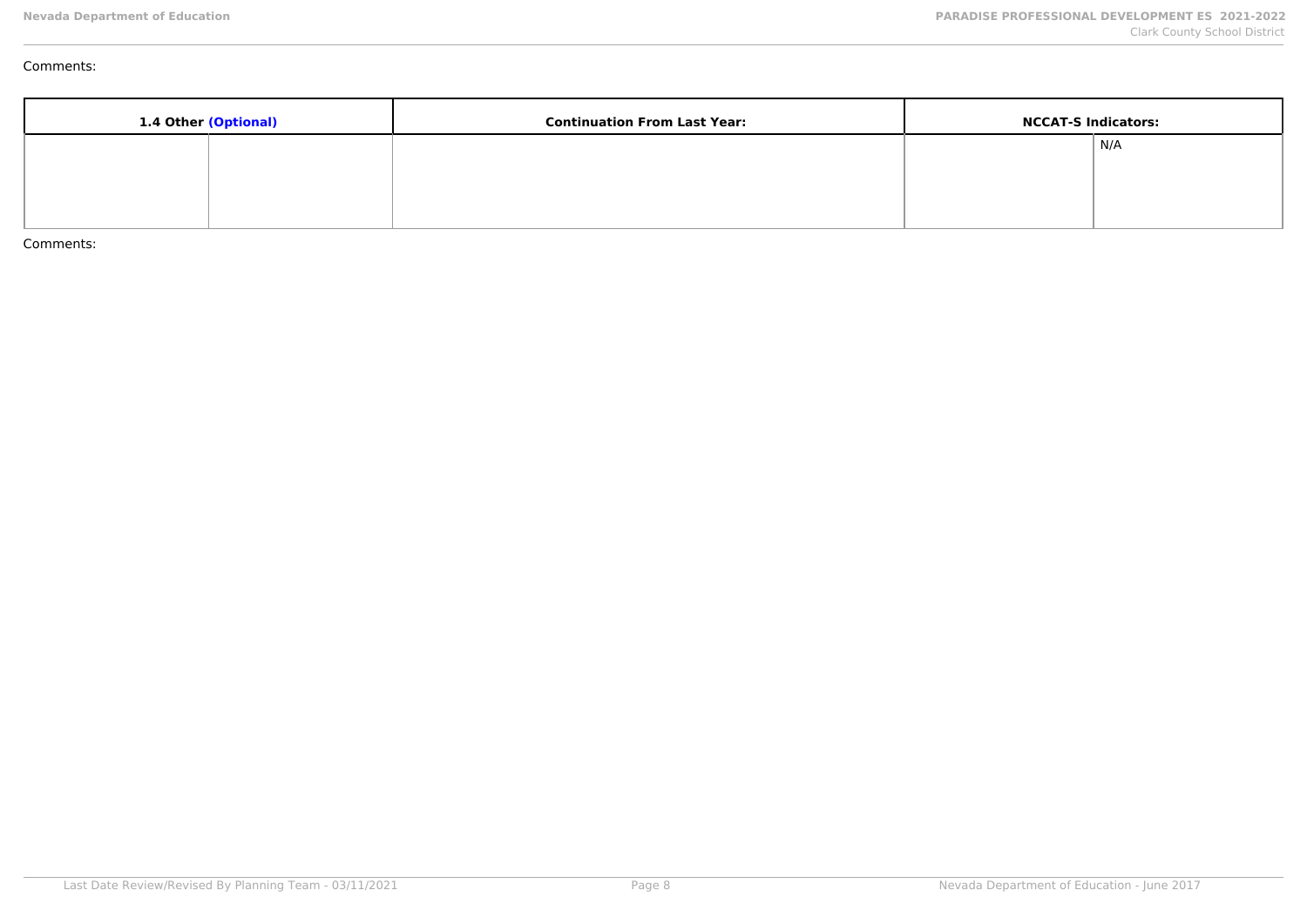Comments:

| 1.4 Other (Optional) | | Continuation From Last Year: | NCCAT-S Indicators: | |
|---|---|---|---|---|
| | | | | N/A |

Comments: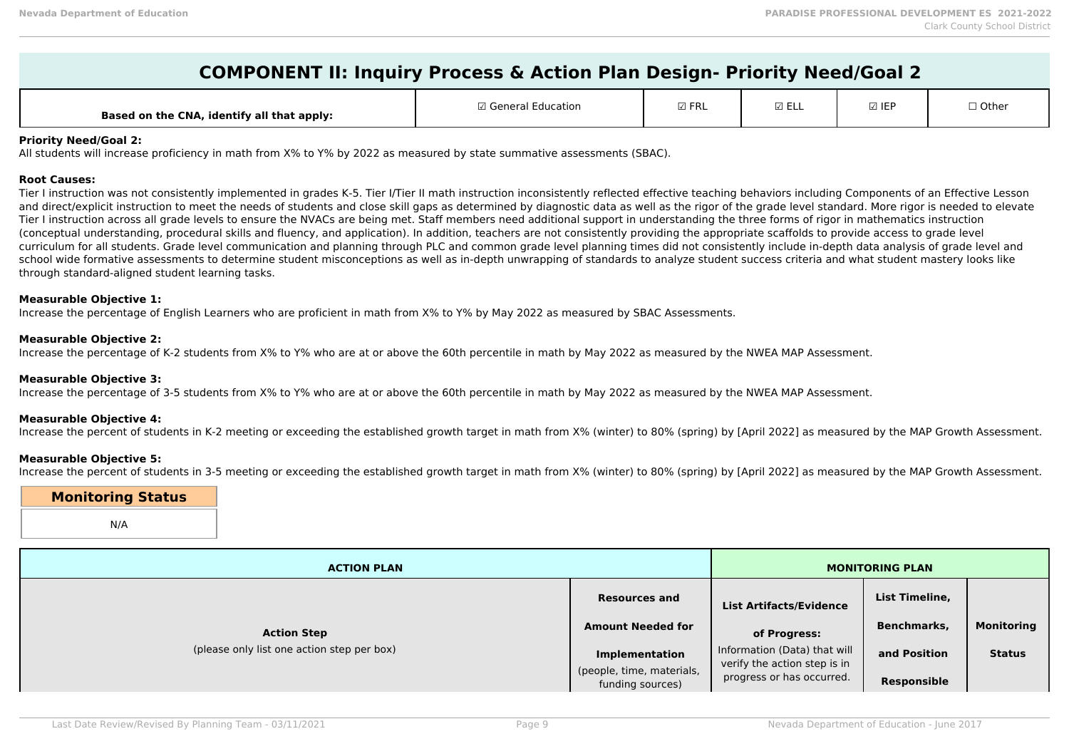# COMPONENT II: Inquiry Process & Action Plan Design- Priority Need/Goal 2

| Based on the CNA, identify all that apply: | ☑ General Education | ☑ FRL | ☑ ELL | ☑ IEP | ☐ Other |
|---|---|---|---|---|---|

**Priority Need/Goal 2:**
All students will increase proficiency in math from X% to Y% by 2022 as measured by state summative assessments (SBAC).

**Root Causes:**
Tier I instruction was not consistently implemented in grades K-5. Tier I/Tier II math instruction inconsistently reflected effective teaching behaviors including Components of an Effective Lesson and direct/explicit instruction to meet the needs of students and close skill gaps as determined by diagnostic data as well as the rigor of the grade level standard. More rigor is needed to elevate Tier I instruction across all grade levels to ensure the NVACs are being met. Staff members need additional support in understanding the three forms of rigor in mathematics instruction (conceptual understanding, procedural skills and fluency, and application). In addition, teachers are not consistently providing the appropriate scaffolds to provide access to grade level curriculum for all students. Grade level communication and planning through PLC and common grade level planning times did not consistently include in-depth data analysis of grade level and school wide formative assessments to determine student misconceptions as well as in-depth unwrapping of standards to analyze student success criteria and what student mastery looks like through standard-aligned student learning tasks.

**Measurable Objective 1:**
Increase the percentage of English Learners who are proficient in math from X% to Y% by May 2022 as measured by SBAC Assessments.

**Measurable Objective 2:**
Increase the percentage of K-2 students from X% to Y% who are at or above the 60th percentile in math by May 2022 as measured by the NWEA MAP Assessment.

**Measurable Objective 3:**
Increase the percentage of 3-5 students from X% to Y% who are at or above the 60th percentile in math by May 2022 as measured by the NWEA MAP Assessment.

**Measurable Objective 4:**
Increase the percent of students in K-2 meeting or exceeding the established growth target in math from X% (winter) to 80% (spring) by [April 2022] as measured by the MAP Growth Assessment.

**Measurable Objective 5:**
Increase the percent of students in 3-5 meeting or exceeding the established growth target in math from X% (winter) to 80% (spring) by [April 2022] as measured by the MAP Growth Assessment.

| Monitoring Status |
|---|
| N/A |

| ACTION PLAN | | MONITORING PLAN | | |
|---|---|---|---|---|
| **Action Step** (please only list one action step per box) | **Resources and Amount Needed for Implementation** (people, time, materials, funding sources) | **List Artifacts/Evidence of Progress:** Information (Data) that will verify the action step is in progress or has occurred. | **List Timeline, Benchmarks, and Position Responsible** | **Monitoring Status** |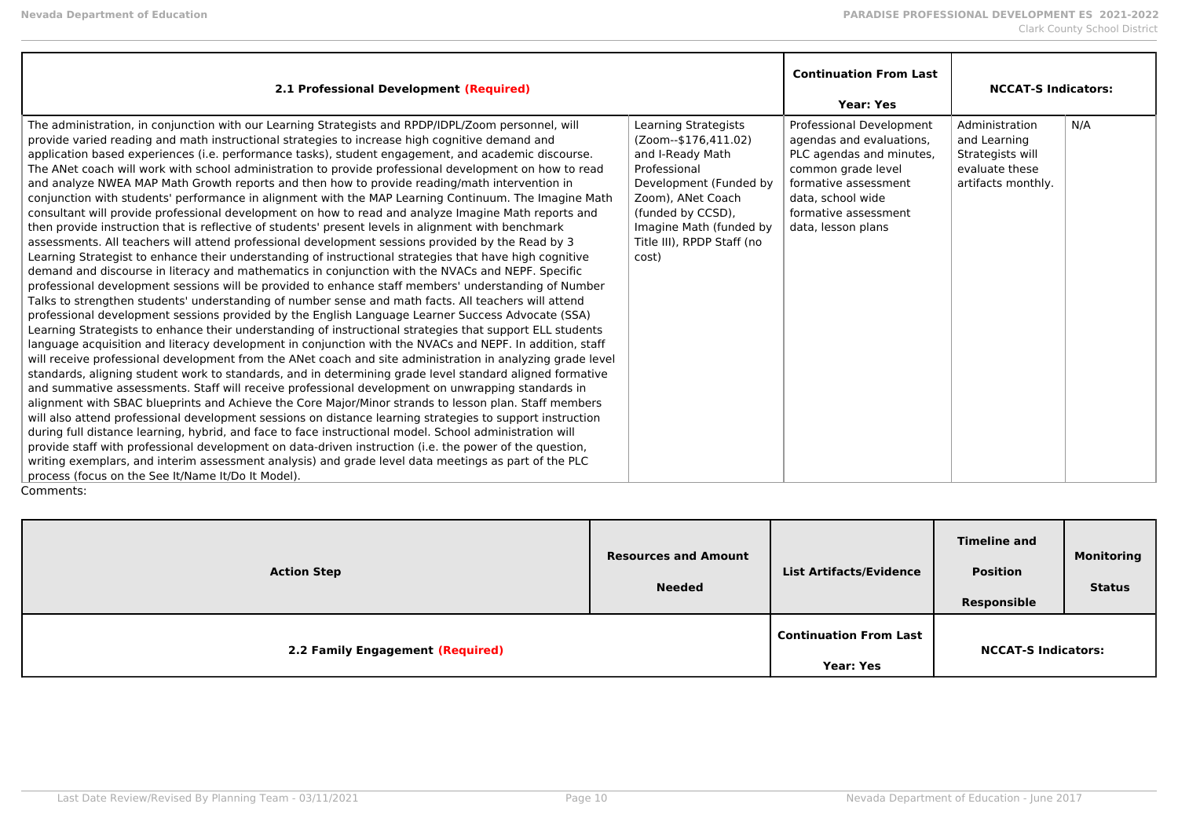| 2.1 Professional Development (Required) | | Continuation From Last Year: Yes | NCCAT-S Indicators: | |
|---|---|---|---|---|
| The administration, in conjunction with our Learning Strategists and RPDP/IDPL/Zoom personnel, will provide varied reading and math instructional strategies to increase high cognitive demand and application based experiences (i.e. performance tasks), student engagement, and academic discourse. The ANet coach will work with school administration to provide professional development on how to read and analyze NWEA MAP Math Growth reports and then how to provide reading/math intervention in conjunction with students' performance in alignment with the MAP Learning Continuum. The Imagine Math consultant will provide professional development on how to read and analyze Imagine Math reports and then provide instruction that is reflective of students' present levels in alignment with benchmark assessments. All teachers will attend professional development sessions provided by the Read by 3 Learning Strategist to enhance their understanding of instructional strategies that have high cognitive demand and discourse in literacy and mathematics in conjunction with the NVACs and NEPF. Specific professional development sessions will be provided to enhance staff members' understanding of Number Talks to strengthen students' understanding of number sense and math facts. All teachers will attend professional development sessions provided by the English Language Learner Success Advocate (SSA) Learning Strategists to enhance their understanding of instructional strategies that support ELL students language acquisition and literacy development in conjunction with the NVACs and NEPF. In addition, staff will receive professional development from the ANet coach and site administration in analyzing grade level standards, aligning student work to standards, and in determining grade level standard aligned formative and summative assessments. Staff will receive professional development on unwrapping standards in alignment with SBAC blueprints and Achieve the Core Major/Minor strands to lesson plan. Staff members will also attend professional development sessions on distance learning strategies to support instruction during full distance learning, hybrid, and face to face instructional model. School administration will provide staff with professional development on data-driven instruction (i.e. the power of the question, writing exemplars, and interim assessment analysis) and grade level data meetings as part of the PLC process (focus on the See It/Name It/Do It Model). | Learning Strategists (Zoom--$176,411.02) and I-Ready Math Professional Development (Funded by Zoom), ANet Coach (funded by CCSD), Imagine Math (funded by Title III), RPDP Staff (no cost) | Professional Development agendas and evaluations, PLC agendas and minutes, common grade level formative assessment data, school wide formative assessment data, lesson plans | Administration and Learning Strategists will evaluate these artifacts monthly. | N/A |

Comments:

| Action Step | Resources and Amount Needed | List Artifacts/Evidence | Timeline and Position Responsible | Monitoring Status |
|---|---|---|---|---|
| 2.2 Family Engagement (Required) | | Continuation From Last Year: Yes | NCCAT-S Indicators: | |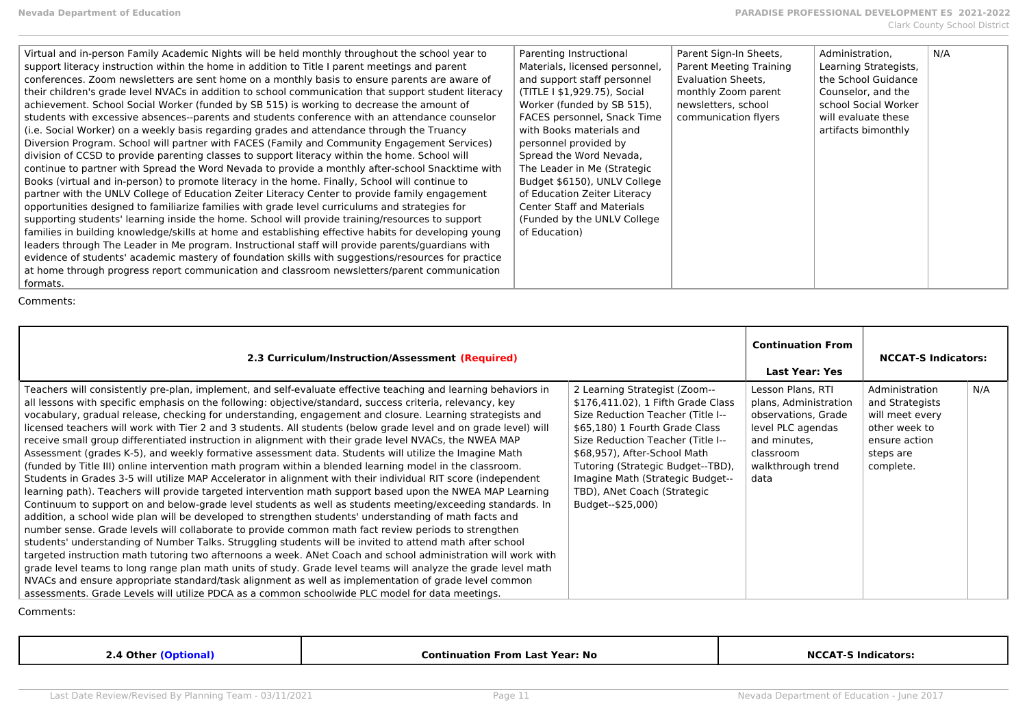| | | | | |
|---|---|---|---|---|
| Virtual and in-person Family Academic Nights will be held monthly throughout the school year to support literacy instruction within the home in addition to Title I parent meetings and parent conferences. Zoom newsletters are sent home on a monthly basis to ensure parents are aware of their children's grade level NVACs in addition to school communication that support student literacy achievement. School Social Worker (funded by SB 515) is working to decrease the amount of students with excessive absences--parents and students conference with an attendance counselor (i.e. Social Worker) on a weekly basis regarding grades and attendance through the Truancy Diversion Program. School will partner with FACES (Family and Community Engagement Services) division of CCSD to provide parenting classes to support literacy within the home. School will continue to partner with Spread the Word Nevada to provide a monthly after-school Snacktime with Books (virtual and in-person) to promote literacy in the home. Finally, School will continue to partner with the UNLV College of Education Zeiter Literacy Center to provide family engagement opportunities designed to familiarize families with grade level curriculums and strategies for supporting students' learning inside the home. School will provide training/resources to support families in building knowledge/skills at home and establishing effective habits for developing young leaders through The Leader in Me program. Instructional staff will provide parents/guardians with evidence of students' academic mastery of foundation skills with suggestions/resources for practice at home through progress report communication and classroom newsletters/parent communication formats. | Parenting Instructional Materials, licensed personnel, and support staff personnel (TITLE I $1,929.75), Social Worker (funded by SB 515), FACES personnel, Snack Time with Books materials and personnel provided by Spread the Word Nevada, The Leader in Me (Strategic Budget $6150), UNLV College of Education Zeiter Literacy Center Staff and Materials (Funded by the UNLV College of Education) | Parent Sign-In Sheets, Parent Meeting Training Evaluation Sheets, monthly Zoom parent newsletters, school communication flyers | Administration, Learning Strategists, the School Guidance Counselor, and the school Social Worker will evaluate these artifacts bimonthly | N/A |

Comments:

| 2.3 Curriculum/Instruction/Assessment (Required) | | Continuation From Last Year: Yes | NCCAT-S Indicators: | |
|---|---|---|---|---|
| Teachers will consistently pre-plan, implement, and self-evaluate effective teaching and learning behaviors in all lessons with specific emphasis on the following: objective/standard, success criteria, relevancy, key vocabulary, gradual release, checking for understanding, engagement and closure. Learning strategists and licensed teachers will work with Tier 2 and 3 students. All students (below grade level and on grade level) will receive small group differentiated instruction in alignment with their grade level NVACs, the NWEA MAP Assessment (grades K-5), and weekly formative assessment data. Students will utilize the Imagine Math (funded by Title III) online intervention math program within a blended learning model in the classroom. Students in Grades 3-5 will utilize MAP Accelerator in alignment with their individual RIT score (independent learning path). Teachers will provide targeted intervention math support based upon the NWEA MAP Learning Continuum to support on and below-grade level students as well as students meeting/exceeding standards. In addition, a school wide plan will be developed to strengthen students' understanding of math facts and number sense. Grade levels will collaborate to provide common math fact review periods to strengthen students' understanding of Number Talks. Struggling students will be invited to attend math after school targeted instruction math tutoring two afternoons a week. ANet Coach and school administration will work with grade level teams to long range plan math units of study. Grade level teams will analyze the grade level math NVACs and ensure appropriate standard/task alignment as well as implementation of grade level common assessments. Grade Levels will utilize PDCA as a common schoolwide PLC model for data meetings. | 2 Learning Strategist (Zoom--$176,411.02), 1 Fifth Grade Class Size Reduction Teacher (Title I--$65,180) 1 Fourth Grade Class Size Reduction Teacher (Title I--$68,957), After-School Math Tutoring (Strategic Budget--TBD), Imagine Math (Strategic Budget--TBD), ANet Coach (Strategic Budget--$25,000) | Lesson Plans, RTI plans, Administration observations, Grade level PLC agendas and minutes, classroom walkthrough trend data | Administration and Strategists will meet every other week to ensure action steps are complete. | N/A |

Comments:

| 2.4 Other (Optional) | Continuation From Last Year: No | NCCAT-S Indicators: |
|---|---|---|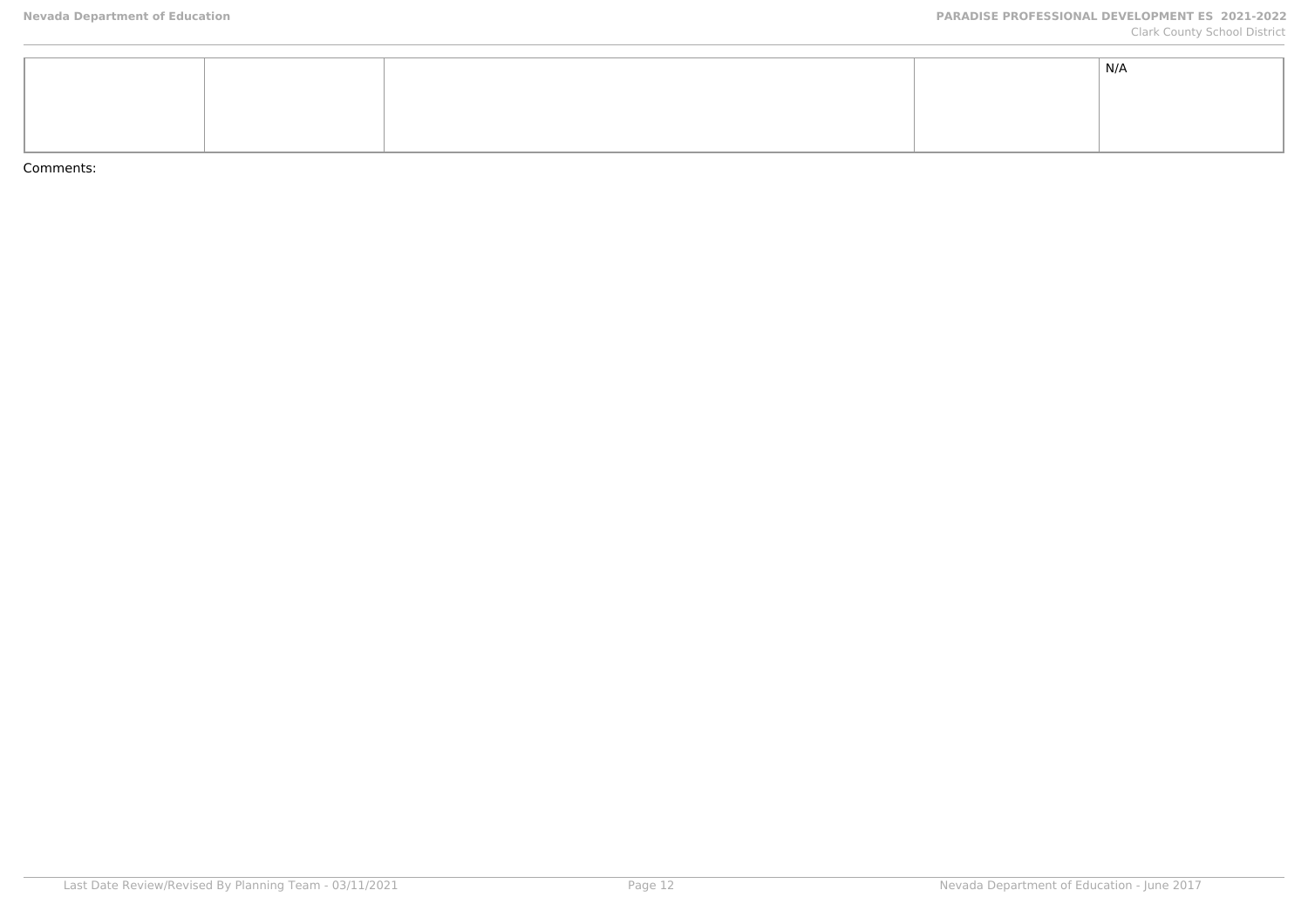| | | | | |
|---|---|---|---|---|
| | | | | N/A |

Comments: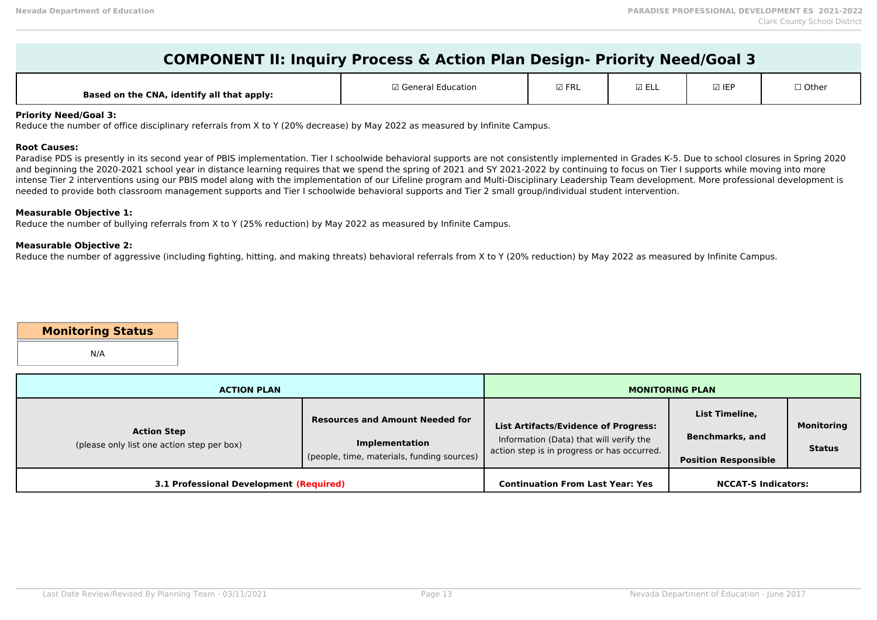## COMPONENT II: Inquiry Process & Action Plan Design- Priority Need/Goal 3

| Based on the CNA, identify all that apply: | ☑ General Education | ☑ FRL | ☑ ELL | ☑ IEP | ☐ Other |
|---|---|---|---|---|---|

**Priority Need/Goal 3:**
Reduce the number of office disciplinary referrals from X to Y (20% decrease) by May 2022 as measured by Infinite Campus.

**Root Causes:**
Paradise PDS is presently in its second year of PBIS implementation. Tier I schoolwide behavioral supports are not consistently implemented in Grades K-5. Due to school closures in Spring 2020 and beginning the 2020-2021 school year in distance learning requires that we spend the spring of 2021 and SY 2021-2022 by continuing to focus on Tier I supports while moving into more intense Tier 2 interventions using our PBIS model along with the implementation of our Lifeline program and Multi-Disciplinary Leadership Team development. More professional development is needed to provide both classroom management supports and Tier I schoolwide behavioral supports and Tier 2 small group/individual student intervention.

**Measurable Objective 1:**
Reduce the number of bullying referrals from X to Y (25% reduction) by May 2022 as measured by Infinite Campus.

**Measurable Objective 2:**
Reduce the number of aggressive (including fighting, hitting, and making threats) behavioral referrals from X to Y (20% reduction) by May 2022 as measured by Infinite Campus.

| Monitoring Status |
|---|
| N/A |

| ACTION PLAN | | MONITORING PLAN | | |
|---|---|---|---|---|
| **Action Step** (please only list one action step per box) | **Resources and Amount Needed for Implementation** (people, time, materials, funding sources) | **List Artifacts/Evidence of Progress:** Information (Data) that will verify the action step is in progress or has occurred. | **List Timeline, Benchmarks, and Position Responsible** | **Monitoring Status** |
| **3.1 Professional Development (Required)** | | **Continuation From Last Year: Yes** | **NCCAT-S Indicators:** | |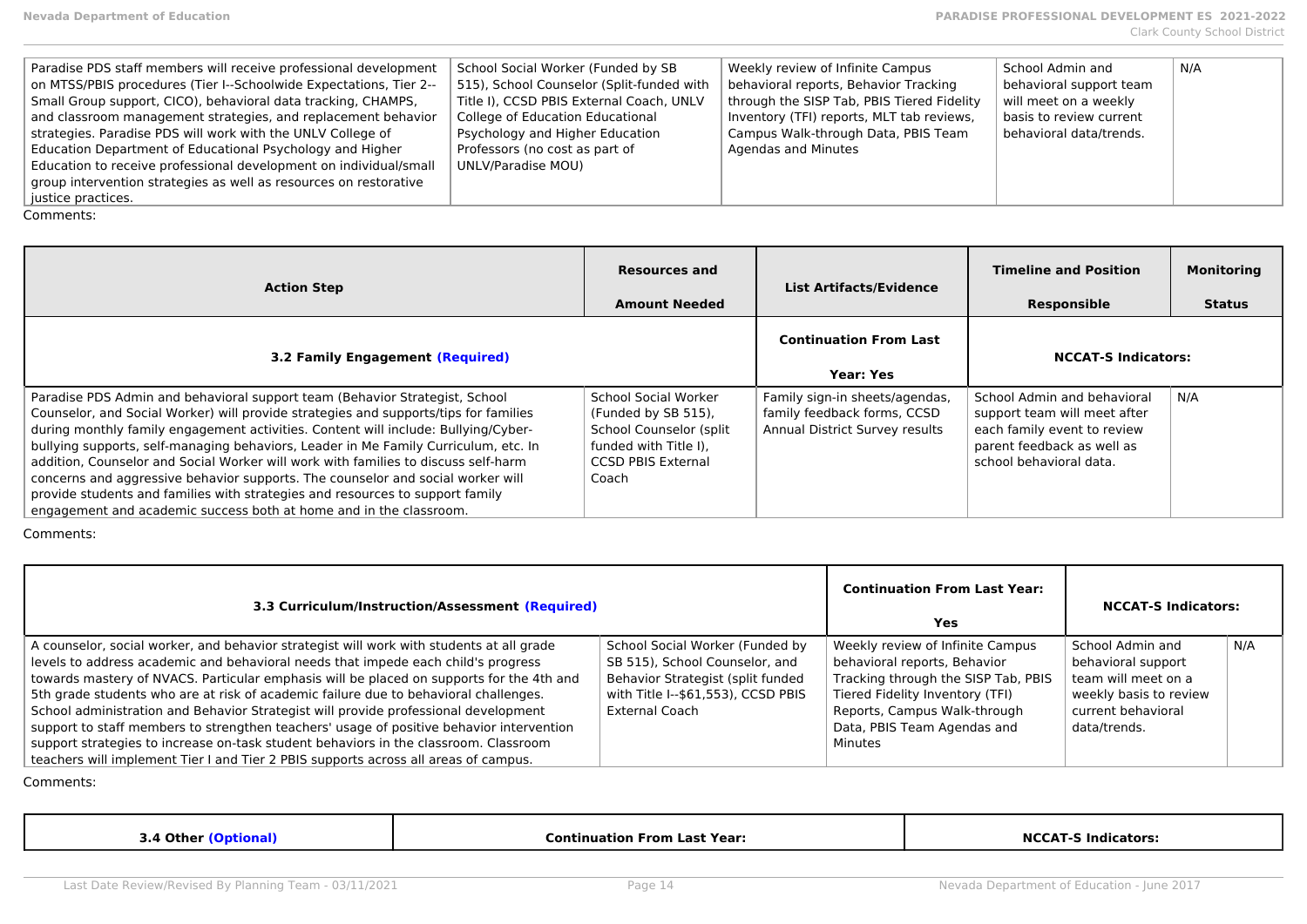| Paradise PDS staff members will receive professional development on MTSS/PBIS procedures (Tier I--Schoolwide Expectations, Tier 2--Small Group support, CICO), behavioral data tracking, CHAMPS, and classroom management strategies, and replacement behavior strategies. Paradise PDS will work with the UNLV College of Education Department of Educational Psychology and Higher Education to receive professional development on individual/small group intervention strategies as well as resources on restorative justice practices. | School Social Worker (Funded by SB 515), School Counselor (Split-funded with Title I), CCSD PBIS External Coach, UNLV College of Education Educational Psychology and Higher Education Professors (no cost as part of UNLV/Paradise MOU) | Weekly review of Infinite Campus behavioral reports, Behavior Tracking through the SISP Tab, PBIS Tiered Fidelity Inventory (TFI) reports, MLT tab reviews, Campus Walk-through Data, PBIS Team Agendas and Minutes | School Admin and behavioral support team will meet on a weekly basis to review current behavioral data/trends. | N/A |
|---|---|---|---|---|

Comments:

| Action Step | Resources and Amount Needed | List Artifacts/Evidence | Timeline and Position Responsible | Monitoring Status |
|---|---|---|---|---|
| **3.2 Family Engagement (Required)** | | **Continuation From Last Year: Yes** | **NCCAT-S Indicators:** | |
| Paradise PDS Admin and behavioral support team (Behavior Strategist, School Counselor, and Social Worker) will provide strategies and supports/tips for families during monthly family engagement activities. Content will include: Bullying/Cyber-bullying supports, self-managing behaviors, Leader in Me Family Curriculum, etc. In addition, Counselor and Social Worker will work with families to discuss self-harm concerns and aggressive behavior supports. The counselor and social worker will provide students and families with strategies and resources to support family engagement and academic success both at home and in the classroom. | School Social Worker (Funded by SB 515), School Counselor (split funded with Title I), CCSD PBIS External Coach | Family sign-in sheets/agendas, family feedback forms, CCSD Annual District Survey results | School Admin and behavioral support team will meet after each family event to review parent feedback as well as school behavioral data. | N/A |

Comments:

| **3.3 Curriculum/Instruction/Assessment (Required)** | | **Continuation From Last Year: Yes** | **NCCAT-S Indicators:** | |
|---|---|---|---|---|
| A counselor, social worker, and behavior strategist will work with students at all grade levels to address academic and behavioral needs that impede each child's progress towards mastery of NVACS. Particular emphasis will be placed on supports for the 4th and 5th grade students who are at risk of academic failure due to behavioral challenges. School administration and Behavior Strategist will provide professional development support to staff members to strengthen teachers' usage of positive behavior intervention support strategies to increase on-task student behaviors in the classroom. Classroom teachers will implement Tier I and Tier 2 PBIS supports across all areas of campus. | School Social Worker (Funded by SB 515), School Counselor, and Behavior Strategist (split funded with Title I--$61,553), CCSD PBIS External Coach | Weekly review of Infinite Campus behavioral reports, Behavior Tracking through the SISP Tab, PBIS Tiered Fidelity Inventory (TFI) Reports, Campus Walk-through Data, PBIS Team Agendas and Minutes | School Admin and behavioral support team will meet on a weekly basis to review current behavioral data/trends. | N/A |

Comments:

| **3.4 Other (Optional)** | **Continuation From Last Year:** | **NCCAT-S Indicators:** |
|---|---|---|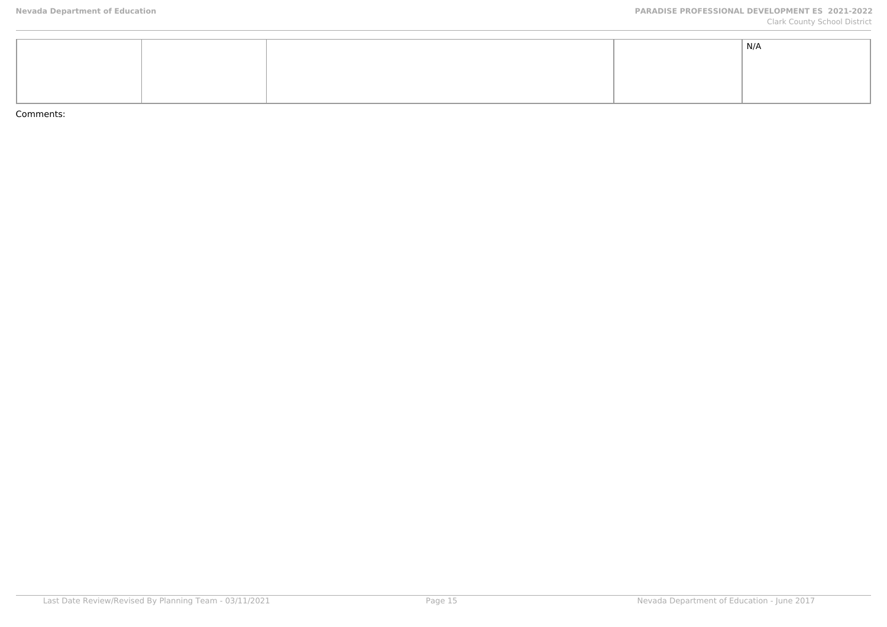| | | | | |
|---|---|---|---|---|
| | | | | N/A |

Comments: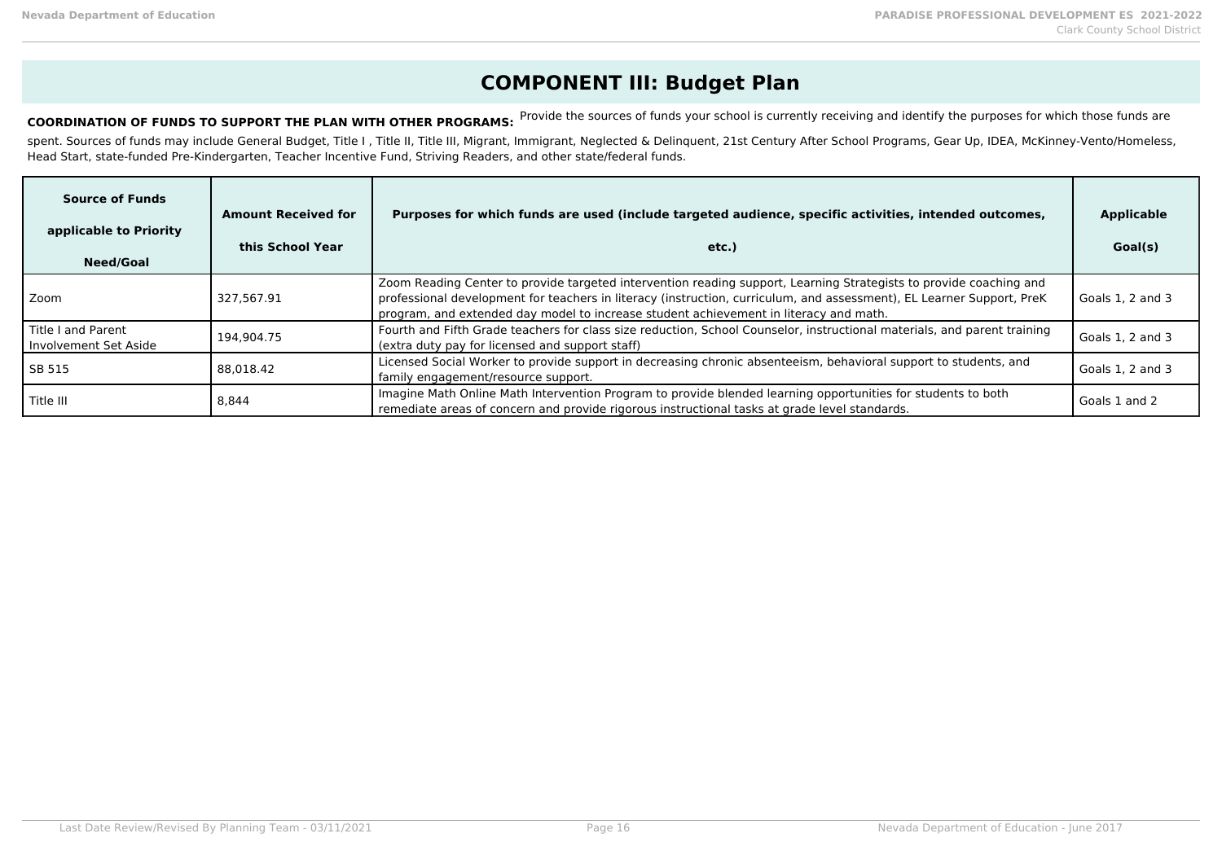# COMPONENT III: Budget Plan

**COORDINATION OF FUNDS TO SUPPORT THE PLAN WITH OTHER PROGRAMS:** Provide the sources of funds your school is currently receiving and identify the purposes for which those funds are spent. Sources of funds may include General Budget, Title I , Title II, Title III, Migrant, Immigrant, Neglected & Delinquent, 21st Century After School Programs, Gear Up, IDEA, McKinney-Vento/Homeless, Head Start, state-funded Pre-Kindergarten, Teacher Incentive Fund, Striving Readers, and other state/federal funds.

| Source of Funds applicable to Priority Need/Goal | Amount Received for this School Year | Purposes for which funds are used (include targeted audience, specific activities, intended outcomes, etc.) | Applicable Goal(s) |
|---|---|---|---|
| Zoom | 327,567.91 | Zoom Reading Center to provide targeted intervention reading support, Learning Strategists to provide coaching and professional development for teachers in literacy (instruction, curriculum, and assessment), EL Learner Support, PreK program, and extended day model to increase student achievement in literacy and math. | Goals 1, 2 and 3 |
| Title I and Parent Involvement Set Aside | 194,904.75 | Fourth and Fifth Grade teachers for class size reduction, School Counselor, instructional materials, and parent training (extra duty pay for licensed and support staff) | Goals 1, 2 and 3 |
| SB 515 | 88,018.42 | Licensed Social Worker to provide support in decreasing chronic absenteeism, behavioral support to students, and family engagement/resource support. | Goals 1, 2 and 3 |
| Title III | 8,844 | Imagine Math Online Math Intervention Program to provide blended learning opportunities for students to both remediate areas of concern and provide rigorous instructional tasks at grade level standards. | Goals 1 and 2 |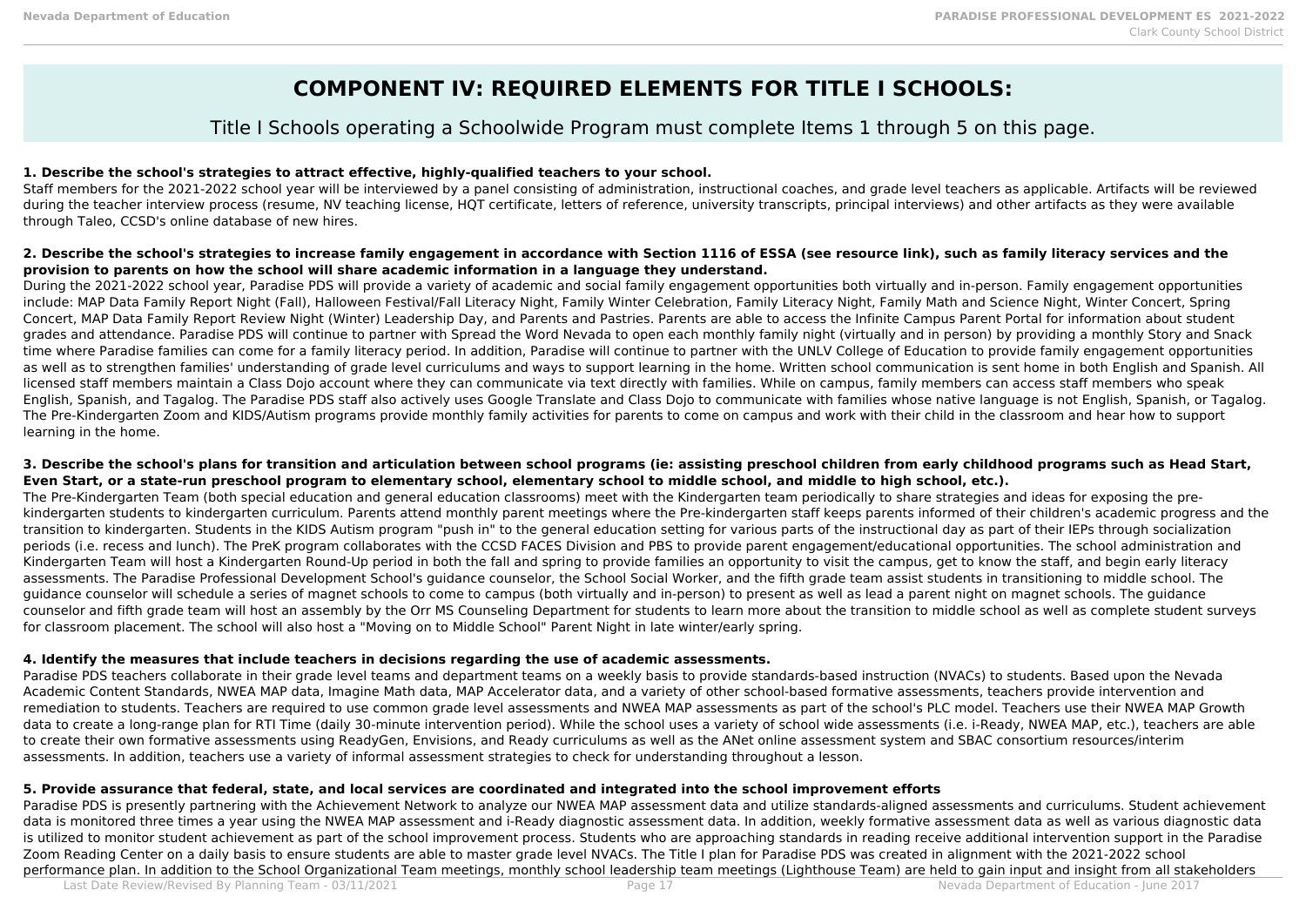# COMPONENT IV: REQUIRED ELEMENTS FOR TITLE I SCHOOLS:

Title I Schools operating a Schoolwide Program must complete Items 1 through 5 on this page.

**1. Describe the school's strategies to attract effective, highly-qualified teachers to your school.**

Staff members for the 2021-2022 school year will be interviewed by a panel consisting of administration, instructional coaches, and grade level teachers as applicable. Artifacts will be reviewed during the teacher interview process (resume, NV teaching license, HQT certificate, letters of reference, university transcripts, principal interviews) and other artifacts as they were available through Taleo, CCSD's online database of new hires.

**2. Describe the school's strategies to increase family engagement in accordance with Section 1116 of ESSA (see resource link), such as family literacy services and the provision to parents on how the school will share academic information in a language they understand.**

During the 2021-2022 school year, Paradise PDS will provide a variety of academic and social family engagement opportunities both virtually and in-person. Family engagement opportunities include: MAP Data Family Report Night (Fall), Halloween Festival/Fall Literacy Night, Family Winter Celebration, Family Literacy Night, Family Math and Science Night, Winter Concert, Spring Concert, MAP Data Family Report Review Night (Winter) Leadership Day, and Parents and Pastries. Parents are able to access the Infinite Campus Parent Portal for information about student grades and attendance. Paradise PDS will continue to partner with Spread the Word Nevada to open each monthly family night (virtually and in person) by providing a monthly Story and Snack time where Paradise families can come for a family literacy period. In addition, Paradise will continue to partner with the UNLV College of Education to provide family engagement opportunities as well as to strengthen families' understanding of grade level curriculums and ways to support learning in the home. Written school communication is sent home in both English and Spanish. All licensed staff members maintain a Class Dojo account where they can communicate via text directly with families. While on campus, family members can access staff members who speak English, Spanish, and Tagalog. The Paradise PDS staff also actively uses Google Translate and Class Dojo to communicate with families whose native language is not English, Spanish, or Tagalog. The Pre-Kindergarten Zoom and KIDS/Autism programs provide monthly family activities for parents to come on campus and work with their child in the classroom and hear how to support learning in the home.

**3. Describe the school's plans for transition and articulation between school programs (ie: assisting preschool children from early childhood programs such as Head Start, Even Start, or a state-run preschool program to elementary school, elementary school to middle school, and middle to high school, etc.).**

The Pre-Kindergarten Team (both special education and general education classrooms) meet with the Kindergarten team periodically to share strategies and ideas for exposing the pre-kindergarten students to kindergarten curriculum. Parents attend monthly parent meetings where the Pre-kindergarten staff keeps parents informed of their children's academic progress and the transition to kindergarten. Students in the KIDS Autism program "push in" to the general education setting for various parts of the instructional day as part of their IEPs through socialization periods (i.e. recess and lunch). The PreK program collaborates with the CCSD FACES Division and PBS to provide parent engagement/educational opportunities. The school administration and Kindergarten Team will host a Kindergarten Round-Up period in both the fall and spring to provide families an opportunity to visit the campus, get to know the staff, and begin early literacy assessments. The Paradise Professional Development School's guidance counselor, the School Social Worker, and the fifth grade team assist students in transitioning to middle school. The guidance counselor will schedule a series of magnet schools to come to campus (both virtually and in-person) to present as well as lead a parent night on magnet schools. The guidance counselor and fifth grade team will host an assembly by the Orr MS Counseling Department for students to learn more about the transition to middle school as well as complete student surveys for classroom placement. The school will also host a "Moving on to Middle School" Parent Night in late winter/early spring.

**4. Identify the measures that include teachers in decisions regarding the use of academic assessments.**

Paradise PDS teachers collaborate in their grade level teams and department teams on a weekly basis to provide standards-based instruction (NVACs) to students. Based upon the Nevada Academic Content Standards, NWEA MAP data, Imagine Math data, MAP Accelerator data, and a variety of other school-based formative assessments, teachers provide intervention and remediation to students. Teachers are required to use common grade level assessments and NWEA MAP assessments as part of the school's PLC model. Teachers use their NWEA MAP Growth data to create a long-range plan for RTI Time (daily 30-minute intervention period). While the school uses a variety of school wide assessments (i.e. i-Ready, NWEA MAP, etc.), teachers are able to create their own formative assessments using ReadyGen, Envisions, and Ready curriculums as well as the ANet online assessment system and SBAC consortium resources/interim assessments. In addition, teachers use a variety of informal assessment strategies to check for understanding throughout a lesson.

**5. Provide assurance that federal, state, and local services are coordinated and integrated into the school improvement efforts**

Paradise PDS is presently partnering with the Achievement Network to analyze our NWEA MAP assessment data and utilize standards-aligned assessments and curriculums. Student achievement data is monitored three times a year using the NWEA MAP assessment and i-Ready diagnostic assessment data. In addition, weekly formative assessment data as well as various diagnostic data is utilized to monitor student achievement as part of the school improvement process. Students who are approaching standards in reading receive additional intervention support in the Paradise Zoom Reading Center on a daily basis to ensure students are able to master grade level NVACs. The Title I plan for Paradise PDS was created in alignment with the 2021-2022 school performance plan. In addition to the School Organizational Team meetings, monthly school leadership team meetings (Lighthouse Team) are held to gain input and insight from all stakeholders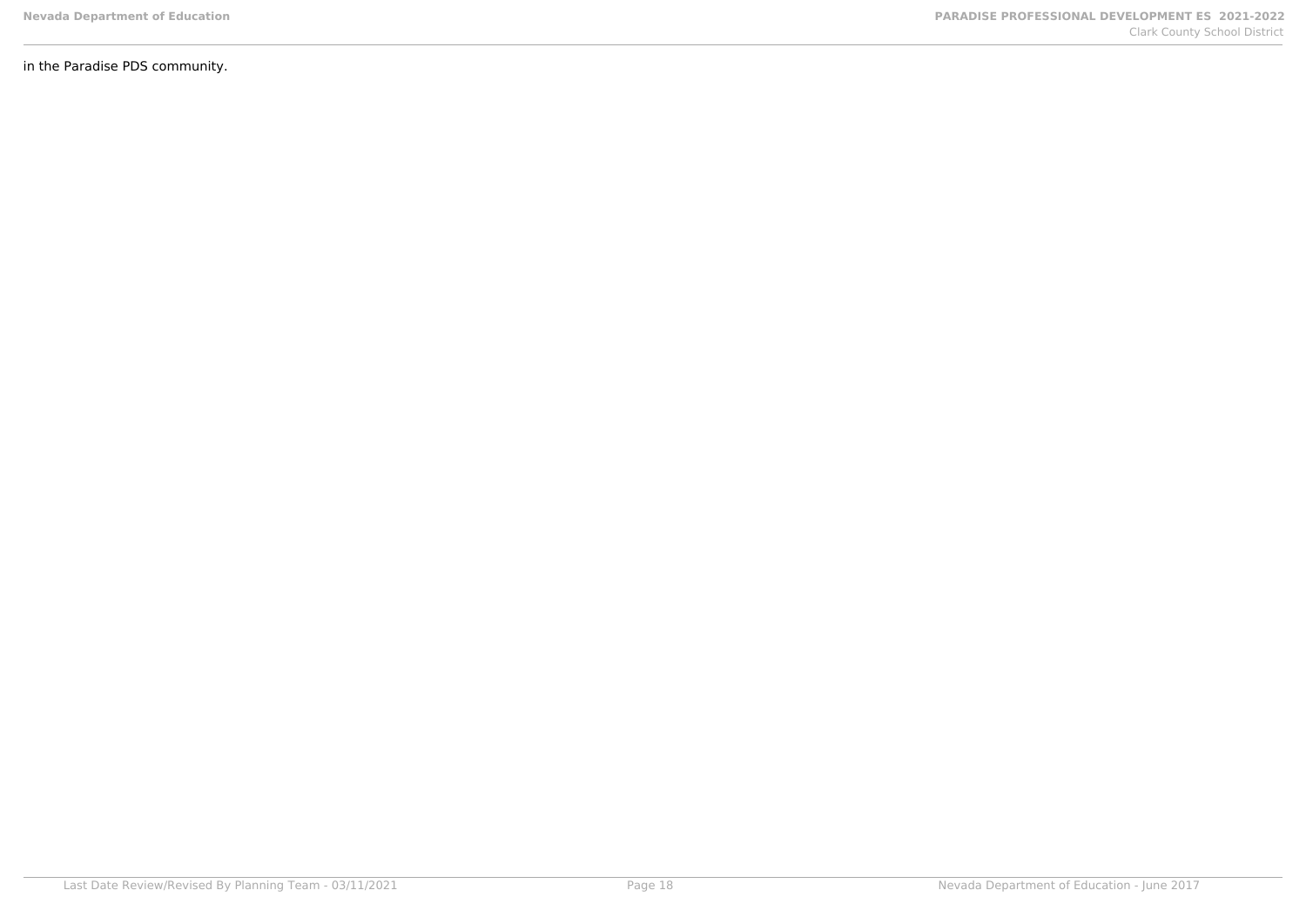in the Paradise PDS community.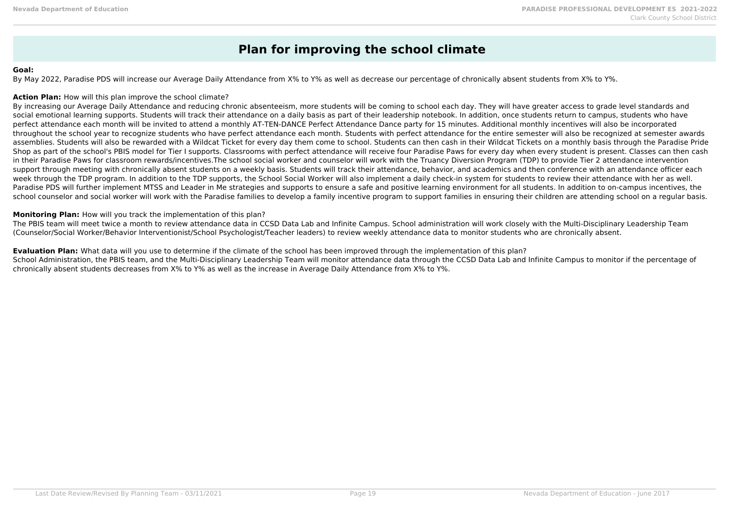# Plan for improving the school climate

**Goal:**

By May 2022, Paradise PDS will increase our Average Daily Attendance from X% to Y% as well as decrease our percentage of chronically absent students from X% to Y%.

**Action Plan:** How will this plan improve the school climate?

By increasing our Average Daily Attendance and reducing chronic absenteeism, more students will be coming to school each day. They will have greater access to grade level standards and social emotional learning supports. Students will track their attendance on a daily basis as part of their leadership notebook. In addition, once students return to campus, students who have perfect attendance each month will be invited to attend a monthly AT-TEN-DANCE Perfect Attendance Dance party for 15 minutes. Additional monthly incentives will also be incorporated throughout the school year to recognize students who have perfect attendance each month. Students with perfect attendance for the entire semester will also be recognized at semester awards assemblies. Students will also be rewarded with a Wildcat Ticket for every day them come to school. Students can then cash in their Wildcat Tickets on a monthly basis through the Paradise Pride Shop as part of the school's PBIS model for Tier I supports. Classrooms with perfect attendance will receive four Paradise Paws for every day when every student is present. Classes can then cash in their Paradise Paws for classroom rewards/incentives.The school social worker and counselor will work with the Truancy Diversion Program (TDP) to provide Tier 2 attendance intervention support through meeting with chronically absent students on a weekly basis. Students will track their attendance, behavior, and academics and then conference with an attendance officer each week through the TDP program. In addition to the TDP supports, the School Social Worker will also implement a daily check-in system for students to review their attendance with her as well. Paradise PDS will further implement MTSS and Leader in Me strategies and supports to ensure a safe and positive learning environment for all students. In addition to on-campus incentives, the school counselor and social worker will work with the Paradise families to develop a family incentive program to support families in ensuring their children are attending school on a regular basis.

**Monitoring Plan:** How will you track the implementation of this plan?

The PBIS team will meet twice a month to review attendance data in CCSD Data Lab and Infinite Campus. School administration will work closely with the Multi-Disciplinary Leadership Team (Counselor/Social Worker/Behavior Interventionist/School Psychologist/Teacher leaders) to review weekly attendance data to monitor students who are chronically absent.

**Evaluation Plan:** What data will you use to determine if the climate of the school has been improved through the implementation of this plan?

School Administration, the PBIS team, and the Multi-Disciplinary Leadership Team will monitor attendance data through the CCSD Data Lab and Infinite Campus to monitor if the percentage of chronically absent students decreases from X% to Y% as well as the increase in Average Daily Attendance from X% to Y%.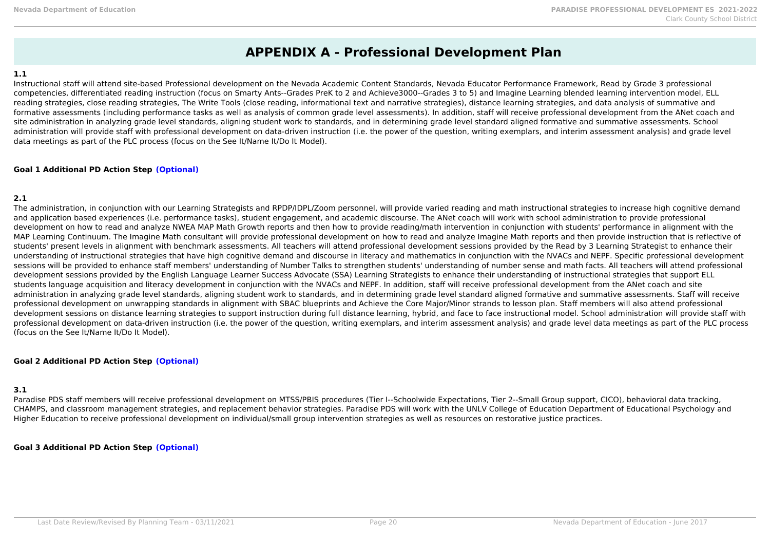# APPENDIX A - Professional Development Plan

**1.1**

Instructional staff will attend site-based Professional development on the Nevada Academic Content Standards, Nevada Educator Performance Framework, Read by Grade 3 professional competencies, differentiated reading instruction (focus on Smarty Ants--Grades PreK to 2 and Achieve3000--Grades 3 to 5) and Imagine Learning blended learning intervention model, ELL reading strategies, close reading strategies, The Write Tools (close reading, informational text and narrative strategies), distance learning strategies, and data analysis of summative and formative assessments (including performance tasks as well as analysis of common grade level assessments). In addition, staff will receive professional development from the ANet coach and site administration in analyzing grade level standards, aligning student work to standards, and in determining grade level standard aligned formative and summative assessments. School administration will provide staff with professional development on data-driven instruction (i.e. the power of the question, writing exemplars, and interim assessment analysis) and grade level data meetings as part of the PLC process (focus on the See It/Name It/Do It Model).

**Goal 1 Additional PD Action Step (Optional)**

**2.1**

The administration, in conjunction with our Learning Strategists and RPDP/IDPL/Zoom personnel, will provide varied reading and math instructional strategies to increase high cognitive demand and application based experiences (i.e. performance tasks), student engagement, and academic discourse. The ANet coach will work with school administration to provide professional development on how to read and analyze NWEA MAP Math Growth reports and then how to provide reading/math intervention in conjunction with students' performance in alignment with the MAP Learning Continuum. The Imagine Math consultant will provide professional development on how to read and analyze Imagine Math reports and then provide instruction that is reflective of students' present levels in alignment with benchmark assessments. All teachers will attend professional development sessions provided by the Read by 3 Learning Strategist to enhance their understanding of instructional strategies that have high cognitive demand and discourse in literacy and mathematics in conjunction with the NVACs and NEPF. Specific professional development sessions will be provided to enhance staff members' understanding of Number Talks to strengthen students' understanding of number sense and math facts. All teachers will attend professional development sessions provided by the English Language Learner Success Advocate (SSA) Learning Strategists to enhance their understanding of instructional strategies that support ELL students language acquisition and literacy development in conjunction with the NVACs and NEPF. In addition, staff will receive professional development from the ANet coach and site administration in analyzing grade level standards, aligning student work to standards, and in determining grade level standard aligned formative and summative assessments. Staff will receive professional development on unwrapping standards in alignment with SBAC blueprints and Achieve the Core Major/Minor strands to lesson plan. Staff members will also attend professional development sessions on distance learning strategies to support instruction during full distance learning, hybrid, and face to face instructional model. School administration will provide staff with professional development on data-driven instruction (i.e. the power of the question, writing exemplars, and interim assessment analysis) and grade level data meetings as part of the PLC process (focus on the See It/Name It/Do It Model).

**Goal 2 Additional PD Action Step (Optional)**

**3.1**

Paradise PDS staff members will receive professional development on MTSS/PBIS procedures (Tier I--Schoolwide Expectations, Tier 2--Small Group support, CICO), behavioral data tracking, CHAMPS, and classroom management strategies, and replacement behavior strategies. Paradise PDS will work with the UNLV College of Education Department of Educational Psychology and Higher Education to receive professional development on individual/small group intervention strategies as well as resources on restorative justice practices.

**Goal 3 Additional PD Action Step (Optional)**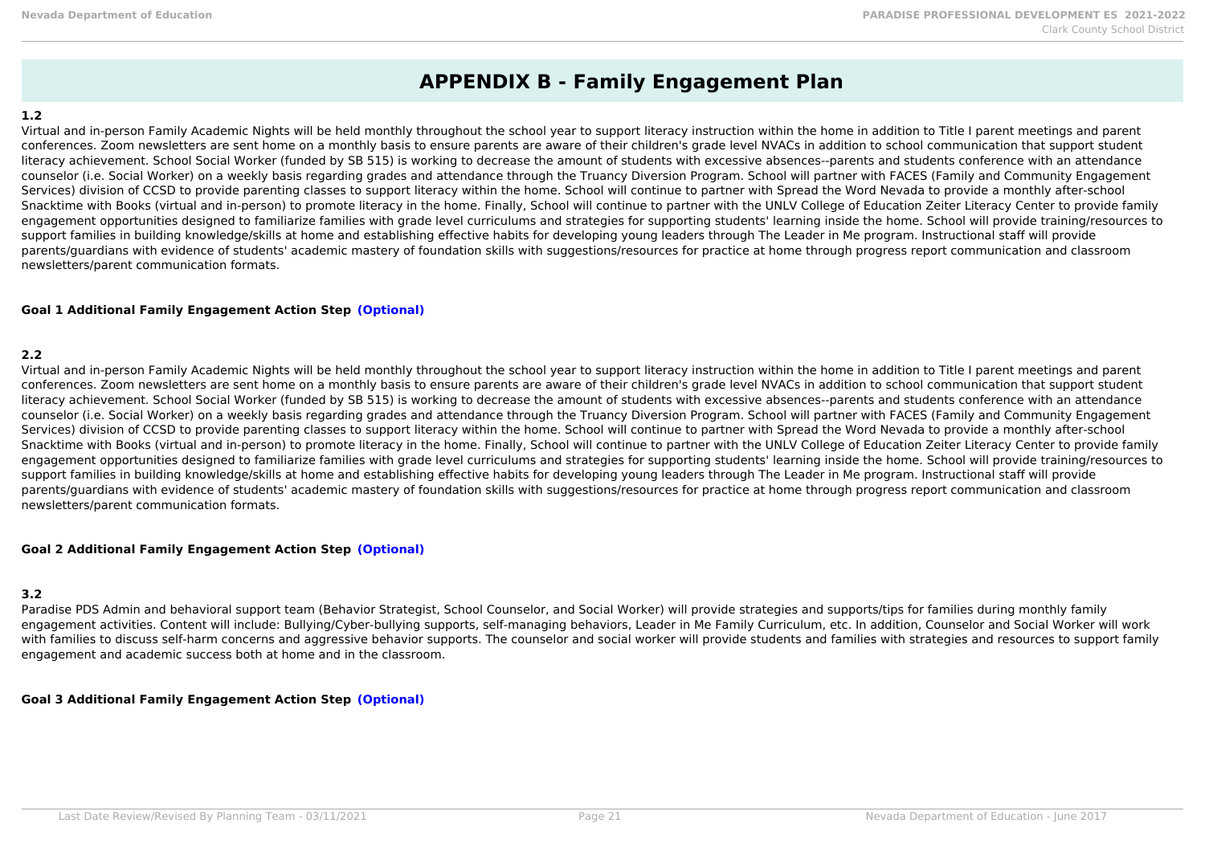# APPENDIX B - Family Engagement Plan

**1.2**

Virtual and in-person Family Academic Nights will be held monthly throughout the school year to support literacy instruction within the home in addition to Title I parent meetings and parent conferences. Zoom newsletters are sent home on a monthly basis to ensure parents are aware of their children's grade level NVACs in addition to school communication that support student literacy achievement. School Social Worker (funded by SB 515) is working to decrease the amount of students with excessive absences--parents and students conference with an attendance counselor (i.e. Social Worker) on a weekly basis regarding grades and attendance through the Truancy Diversion Program. School will partner with FACES (Family and Community Engagement Services) division of CCSD to provide parenting classes to support literacy within the home. School will continue to partner with Spread the Word Nevada to provide a monthly after-school Snacktime with Books (virtual and in-person) to promote literacy in the home. Finally, School will continue to partner with the UNLV College of Education Zeiter Literacy Center to provide family engagement opportunities designed to familiarize families with grade level curriculums and strategies for supporting students' learning inside the home. School will provide training/resources to support families in building knowledge/skills at home and establishing effective habits for developing young leaders through The Leader in Me program. Instructional staff will provide parents/guardians with evidence of students' academic mastery of foundation skills with suggestions/resources for practice at home through progress report communication and classroom newsletters/parent communication formats.

**Goal 1 Additional Family Engagement Action Step (Optional)**

**2.2**

Virtual and in-person Family Academic Nights will be held monthly throughout the school year to support literacy instruction within the home in addition to Title I parent meetings and parent conferences. Zoom newsletters are sent home on a monthly basis to ensure parents are aware of their children's grade level NVACs in addition to school communication that support student literacy achievement. School Social Worker (funded by SB 515) is working to decrease the amount of students with excessive absences--parents and students conference with an attendance counselor (i.e. Social Worker) on a weekly basis regarding grades and attendance through the Truancy Diversion Program. School will partner with FACES (Family and Community Engagement Services) division of CCSD to provide parenting classes to support literacy within the home. School will continue to partner with Spread the Word Nevada to provide a monthly after-school Snacktime with Books (virtual and in-person) to promote literacy in the home. Finally, School will continue to partner with the UNLV College of Education Zeiter Literacy Center to provide family engagement opportunities designed to familiarize families with grade level curriculums and strategies for supporting students' learning inside the home. School will provide training/resources to support families in building knowledge/skills at home and establishing effective habits for developing young leaders through The Leader in Me program. Instructional staff will provide parents/guardians with evidence of students' academic mastery of foundation skills with suggestions/resources for practice at home through progress report communication and classroom newsletters/parent communication formats.

**Goal 2 Additional Family Engagement Action Step (Optional)**

**3.2**

Paradise PDS Admin and behavioral support team (Behavior Strategist, School Counselor, and Social Worker) will provide strategies and supports/tips for families during monthly family engagement activities. Content will include: Bullying/Cyber-bullying supports, self-managing behaviors, Leader in Me Family Curriculum, etc. In addition, Counselor and Social Worker will work with families to discuss self-harm concerns and aggressive behavior supports. The counselor and social worker will provide students and families with strategies and resources to support family engagement and academic success both at home and in the classroom.

**Goal 3 Additional Family Engagement Action Step (Optional)**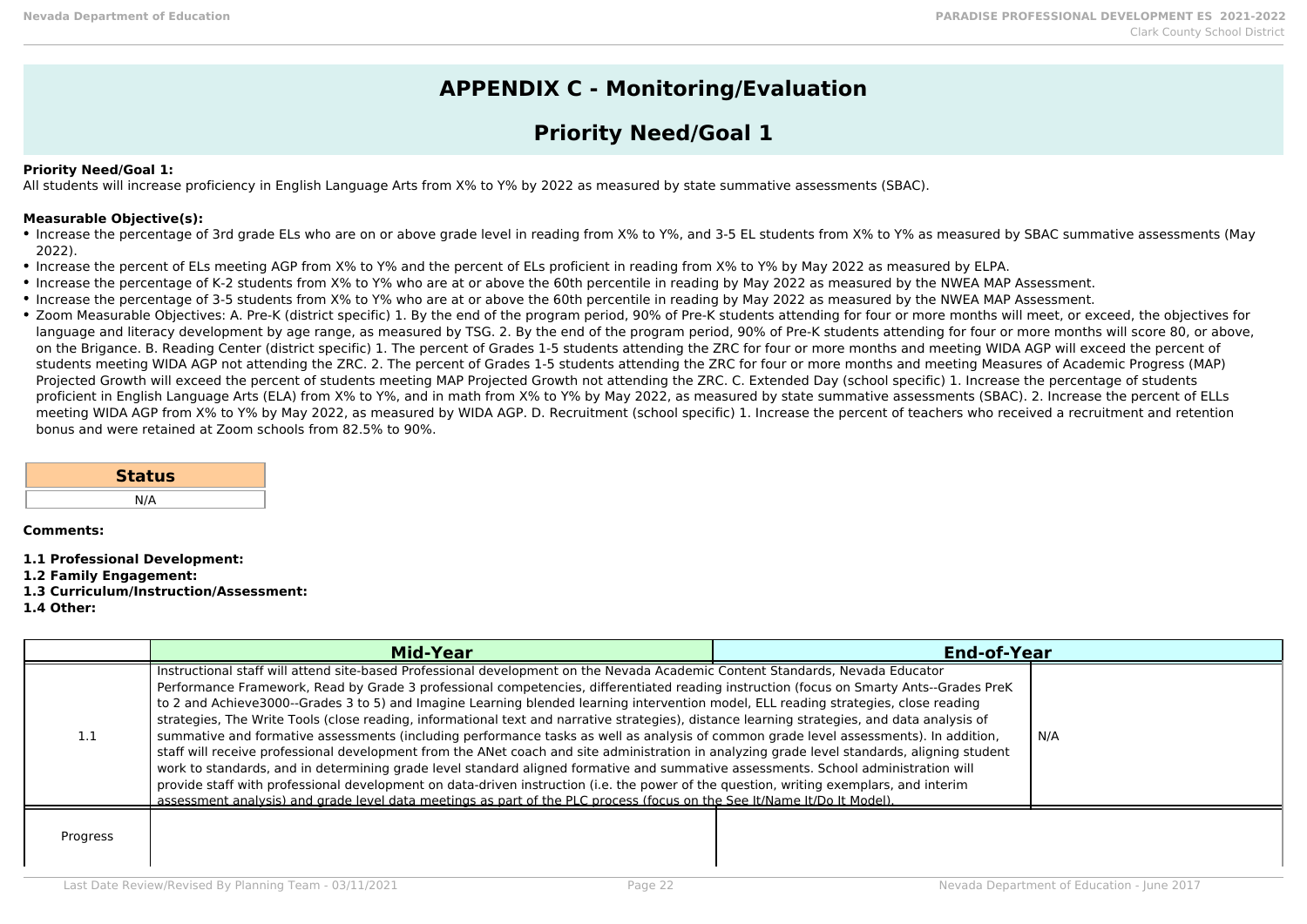# APPENDIX C - Monitoring/Evaluation

## Priority Need/Goal 1

**Priority Need/Goal 1:**
All students will increase proficiency in English Language Arts from X% to Y% by 2022 as measured by state summative assessments (SBAC).

**Measurable Objective(s):**

- Increase the percentage of 3rd grade ELs who are on or above grade level in reading from X% to Y%, and 3-5 EL students from X% to Y% as measured by SBAC summative assessments (May 2022).
- Increase the percent of ELs meeting AGP from X% to Y% and the percent of ELs proficient in reading from X% to Y% by May 2022 as measured by ELPA.
- Increase the percentage of K-2 students from X% to Y% who are at or above the 60th percentile in reading by May 2022 as measured by the NWEA MAP Assessment.
- Increase the percentage of 3-5 students from X% to Y% who are at or above the 60th percentile in reading by May 2022 as measured by the NWEA MAP Assessment.
- Zoom Measurable Objectives: A. Pre-K (district specific) 1. By the end of the program period, 90% of Pre-K students attending for four or more months will meet, or exceed, the objectives for language and literacy development by age range, as measured by TSG. 2. By the end of the program period, 90% of Pre-K students attending for four or more months will score 80, or above, on the Brigance. B. Reading Center (district specific) 1. The percent of Grades 1-5 students attending the ZRC for four or more months and meeting WIDA AGP will exceed the percent of students meeting WIDA AGP not attending the ZRC. 2. The percent of Grades 1-5 students attending the ZRC for four or more months and meeting Measures of Academic Progress (MAP) Projected Growth will exceed the percent of students meeting MAP Projected Growth not attending the ZRC. C. Extended Day (school specific) 1. Increase the percentage of students proficient in English Language Arts (ELA) from X% to Y%, and in math from X% to Y% by May 2022, as measured by state summative assessments (SBAC). 2. Increase the percent of ELLs meeting WIDA AGP from X% to Y% by May 2022, as measured by WIDA AGP. D. Recruitment (school specific) 1. Increase the percent of teachers who received a recruitment and retention bonus and were retained at Zoom schools from 82.5% to 90%.

| Status |
|---|
| N/A |

**Comments:**

**1.1 Professional Development:**
**1.2 Family Engagement:**
**1.3 Curriculum/Instruction/Assessment:**
**1.4 Other:**

| | Mid-Year | End-of-Year |
|---|---|---|
| 1.1 | Instructional staff will attend site-based Professional development on the Nevada Academic Content Standards, Nevada Educator Performance Framework, Read by Grade 3 professional competencies, differentiated reading instruction (focus on Smarty Ants--Grades PreK to 2 and Achieve3000--Grades 3 to 5) and Imagine Learning blended learning intervention model, ELL reading strategies, close reading strategies, The Write Tools (close reading, informational text and narrative strategies), distance learning strategies, and data analysis of summative and formative assessments (including performance tasks as well as analysis of common grade level assessments). In addition, staff will receive professional development from the ANet coach and site administration in analyzing grade level standards, aligning student work to standards, and in determining grade level standard aligned formative and summative assessments. School administration will provide staff with professional development on data-driven instruction (i.e. the power of the question, writing exemplars, and interim assessment analysis) and grade level data meetings as part of the PLC process (focus on the See It/Name It/Do It Model). | N/A |
| Progress | | |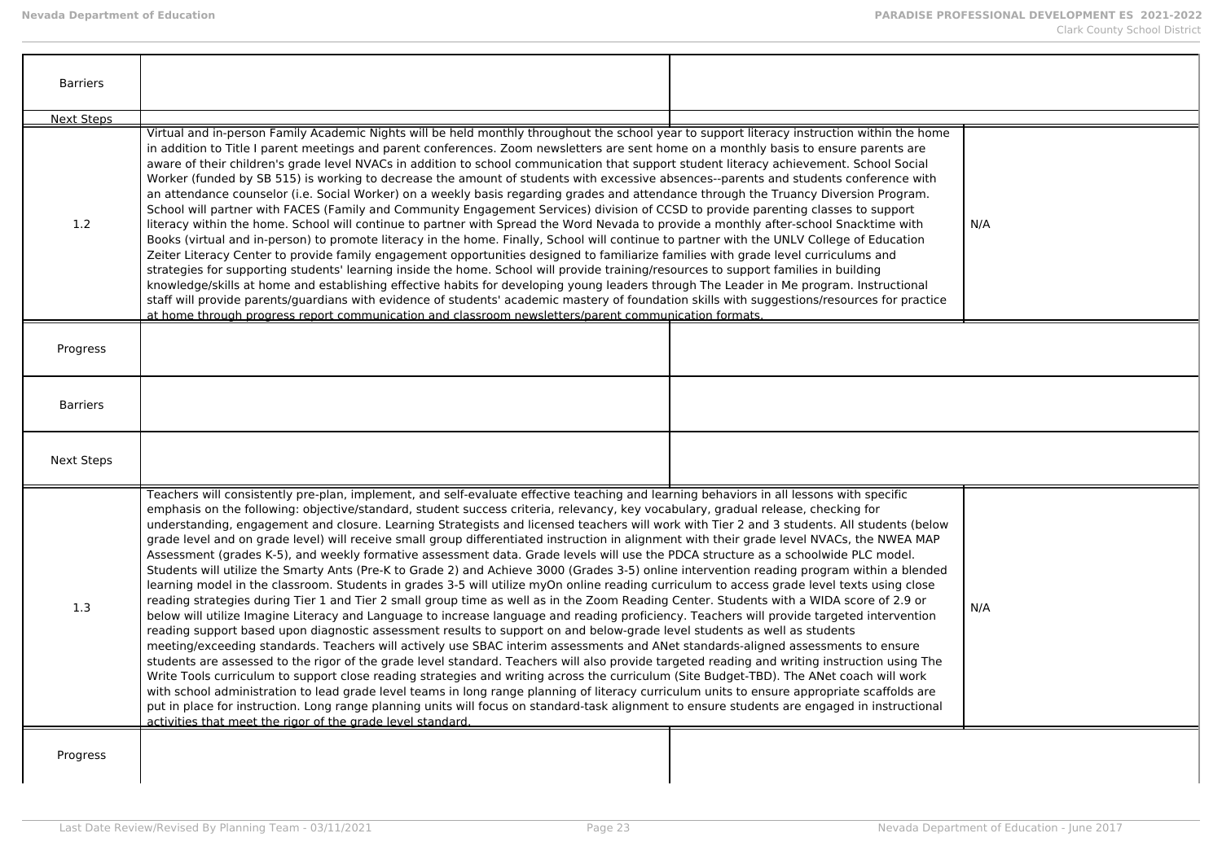| | | |
|---|---|---|
| Barriers | | |
| Next Steps | | |
| 1.2 | Virtual and in-person Family Academic Nights will be held monthly throughout the school year to support literacy instruction within the home in addition to Title I parent meetings and parent conferences. Zoom newsletters are sent home on a monthly basis to ensure parents are aware of their children's grade level NVACs in addition to school communication that support student literacy achievement. School Social Worker (funded by SB 515) is working to decrease the amount of students with excessive absences--parents and students conference with an attendance counselor (i.e. Social Worker) on a weekly basis regarding grades and attendance through the Truancy Diversion Program. School will partner with FACES (Family and Community Engagement Services) division of CCSD to provide parenting classes to support literacy within the home. School will continue to partner with Spread the Word Nevada to provide a monthly after-school Snacktime with Books (virtual and in-person) to promote literacy in the home. Finally, School will continue to partner with the UNLV College of Education Zeiter Literacy Center to provide family engagement opportunities designed to familiarize families with grade level curriculums and strategies for supporting students' learning inside the home. School will provide training/resources to support families in building knowledge/skills at home and establishing effective habits for developing young leaders through The Leader in Me program. Instructional staff will provide parents/guardians with evidence of students' academic mastery of foundation skills with suggestions/resources for practice at home through progress report communication and classroom newsletters/parent communication formats. | N/A |
| Progress | | |
| Barriers | | |
| Next Steps | | |
| 1.3 | Teachers will consistently pre-plan, implement, and self-evaluate effective teaching and learning behaviors in all lessons with specific emphasis on the following: objective/standard, student success criteria, relevancy, key vocabulary, gradual release, checking for understanding, engagement and closure. Learning Strategists and licensed teachers will work with Tier 2 and 3 students. All students (below grade level and on grade level) will receive small group differentiated instruction in alignment with their grade level NVACs, the NWEA MAP Assessment (grades K-5), and weekly formative assessment data. Grade levels will use the PDCA structure as a schoolwide PLC model. Students will utilize the Smarty Ants (Pre-K to Grade 2) and Achieve 3000 (Grades 3-5) online intervention reading program within a blended learning model in the classroom. Students in grades 3-5 will utilize myOn online reading curriculum to access grade level texts using close reading strategies during Tier 1 and Tier 2 small group time as well as in the Zoom Reading Center. Students with a WIDA score of 2.9 or below will utilize Imagine Literacy and Language to increase language and reading proficiency. Teachers will provide targeted intervention reading support based upon diagnostic assessment results to support on and below-grade level students as well as students meeting/exceeding standards. Teachers will actively use SBAC interim assessments and ANet standards-aligned assessments to ensure students are assessed to the rigor of the grade level standard. Teachers will also provide targeted reading and writing instruction using The Write Tools curriculum to support close reading strategies and writing across the curriculum (Site Budget-TBD). The ANet coach will work with school administration to lead grade level teams in long range planning of literacy curriculum units to ensure appropriate scaffolds are put in place for instruction. Long range planning units will focus on standard-task alignment to ensure students are engaged in instructional activities that meet the rigor of the grade level standard. | N/A |
| Progress | | |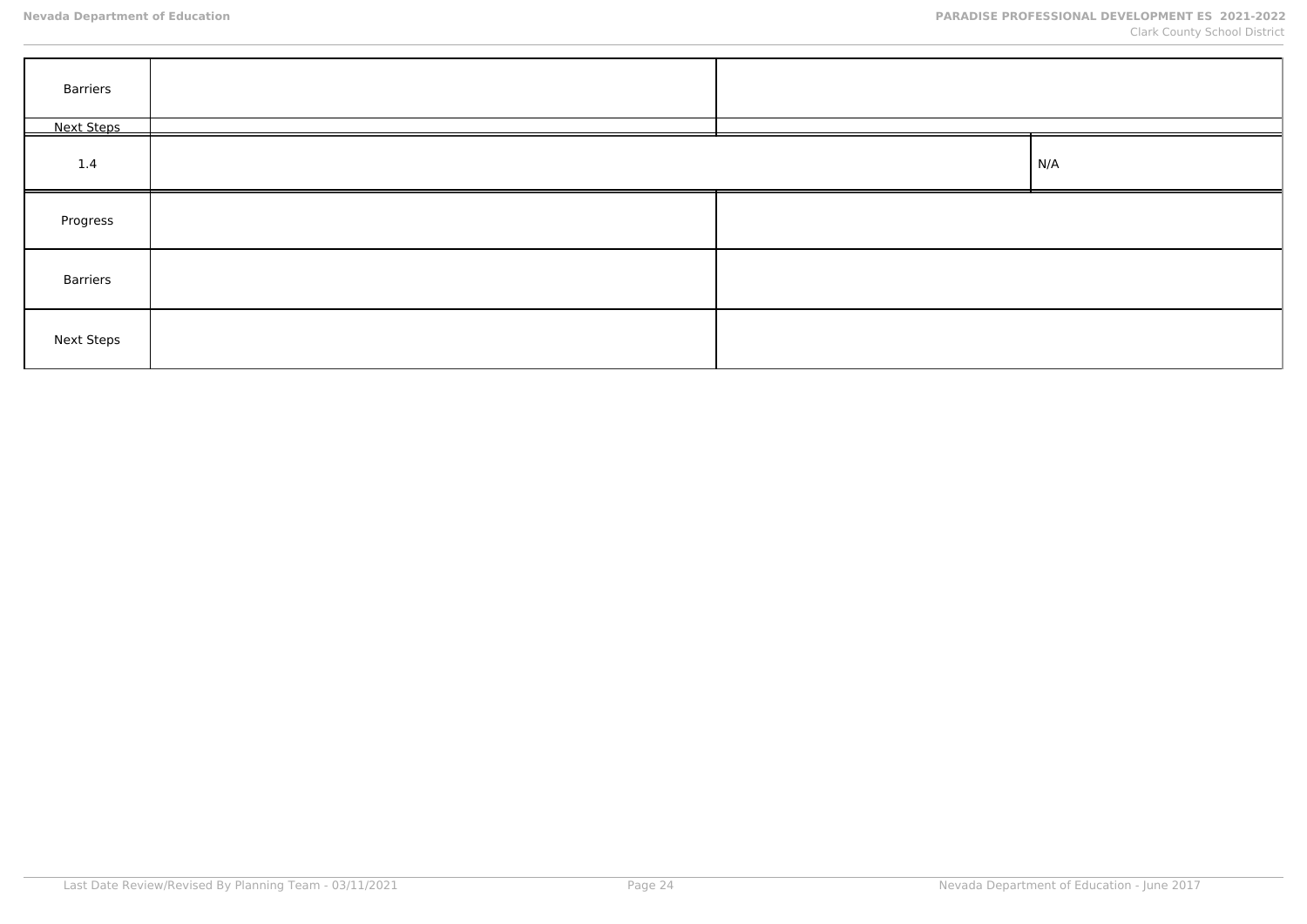| | | |
| --- | --- | --- |
| Barriers | | |
| Next Steps | | |
| 1.4 | | N/A |
| Progress | | |
| Barriers | | |
| Next Steps | | |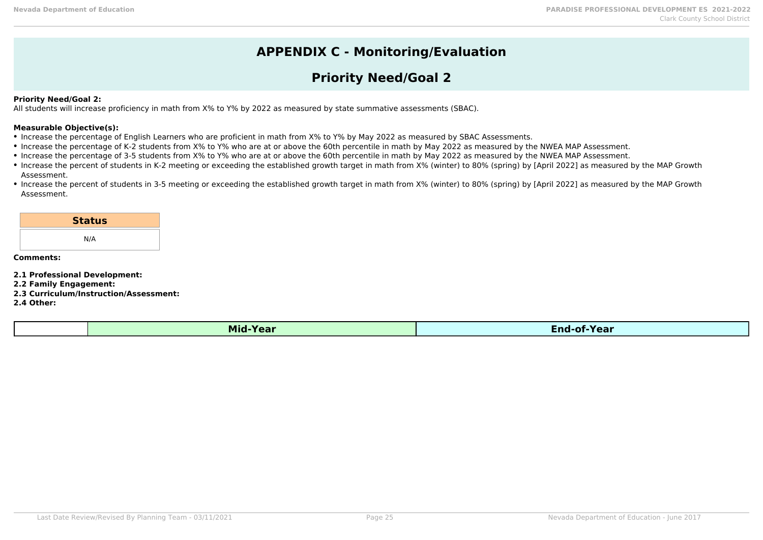# APPENDIX C - Monitoring/Evaluation

## Priority Need/Goal 2

**Priority Need/Goal 2:**
All students will increase proficiency in math from X% to Y% by 2022 as measured by state summative assessments (SBAC).

**Measurable Objective(s):**

- Increase the percentage of English Learners who are proficient in math from X% to Y% by May 2022 as measured by SBAC Assessments.
- Increase the percentage of K-2 students from X% to Y% who are at or above the 60th percentile in math by May 2022 as measured by the NWEA MAP Assessment.
- Increase the percentage of 3-5 students from X% to Y% who are at or above the 60th percentile in math by May 2022 as measured by the NWEA MAP Assessment.
- Increase the percent of students in K-2 meeting or exceeding the established growth target in math from X% (winter) to 80% (spring) by [April 2022] as measured by the MAP Growth Assessment.
- Increase the percent of students in 3-5 meeting or exceeding the established growth target in math from X% (winter) to 80% (spring) by [April 2022] as measured by the MAP Growth Assessment.

| Status |
|---|
| N/A |

**Comments:**

**2.1 Professional Development:**
**2.2 Family Engagement:**
**2.3 Curriculum/Instruction/Assessment:**
**2.4 Other:**

| | Mid-Year | End-of-Year |
|---|---|---|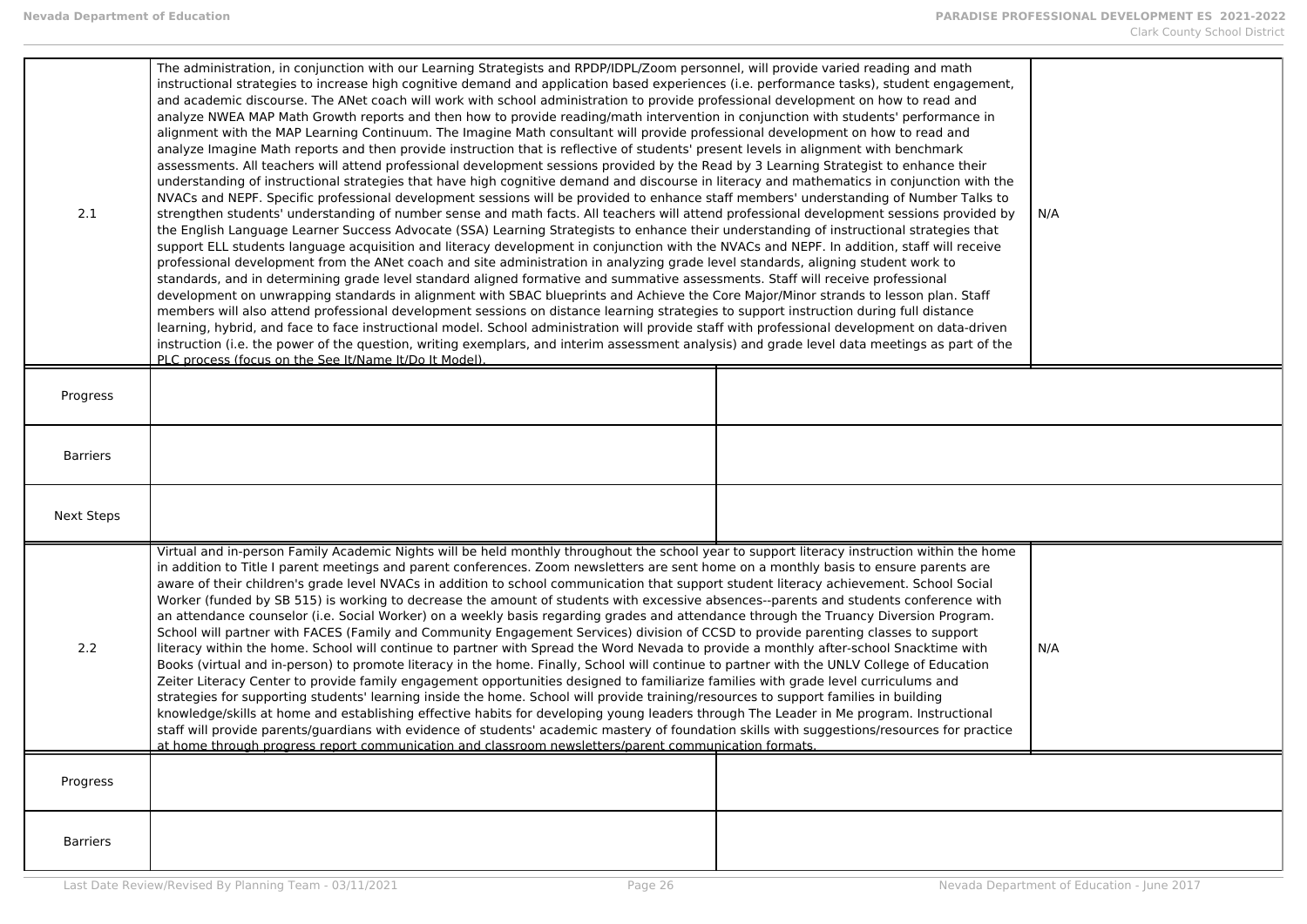| | | |
|---|---|---|
| 2.1 | The administration, in conjunction with our Learning Strategists and RPDP/IDPL/Zoom personnel, will provide varied reading and math instructional strategies to increase high cognitive demand and application based experiences (i.e. performance tasks), student engagement, and academic discourse. The ANet coach will work with school administration to provide professional development on how to read and analyze NWEA MAP Math Growth reports and then how to provide reading/math intervention in conjunction with students' performance in alignment with the MAP Learning Continuum. The Imagine Math consultant will provide professional development on how to read and analyze Imagine Math reports and then provide instruction that is reflective of students' present levels in alignment with benchmark assessments. All teachers will attend professional development sessions provided by the Read by 3 Learning Strategist to enhance their understanding of instructional strategies that have high cognitive demand and discourse in literacy and mathematics in conjunction with the NVACs and NEPF. Specific professional development sessions will be provided to enhance staff members' understanding of Number Talks to strengthen students' understanding of number sense and math facts. All teachers will attend professional development sessions provided by the English Language Learner Success Advocate (SSA) Learning Strategists to enhance their understanding of instructional strategies that support ELL students language acquisition and literacy development in conjunction with the NVACs and NEPF. In addition, staff will receive professional development from the ANet coach and site administration in analyzing grade level standards, aligning student work to standards, and in determining grade level standard aligned formative and summative assessments. Staff will receive professional development on unwrapping standards in alignment with SBAC blueprints and Achieve the Core Major/Minor strands to lesson plan. Staff members will also attend professional development sessions on distance learning strategies to support instruction during full distance learning, hybrid, and face to face instructional model. School administration will provide staff with professional development on data-driven instruction (i.e. the power of the question, writing exemplars, and interim assessment analysis) and grade level data meetings as part of the PLC process (focus on the See It/Name It/Do It Model). | N/A |
| Progress | | |
| Barriers | | |
| Next Steps | | |
| 2.2 | Virtual and in-person Family Academic Nights will be held monthly throughout the school year to support literacy instruction within the home in addition to Title I parent meetings and parent conferences. Zoom newsletters are sent home on a monthly basis to ensure parents are aware of their children's grade level NVACs in addition to school communication that support student literacy achievement. School Social Worker (funded by SB 515) is working to decrease the amount of students with excessive absences--parents and students conference with an attendance counselor (i.e. Social Worker) on a weekly basis regarding grades and attendance through the Truancy Diversion Program. School will partner with FACES (Family and Community Engagement Services) division of CCSD to provide parenting classes to support literacy within the home. School will continue to partner with Spread the Word Nevada to provide a monthly after-school Snacktime with Books (virtual and in-person) to promote literacy in the home. Finally, School will continue to partner with the UNLV College of Education Zeiter Literacy Center to provide family engagement opportunities designed to familiarize families with grade level curriculums and strategies for supporting students' learning inside the home. School will provide training/resources to support families in building knowledge/skills at home and establishing effective habits for developing young leaders through The Leader in Me program. Instructional staff will provide parents/guardians with evidence of students' academic mastery of foundation skills with suggestions/resources for practice at home through progress report communication and classroom newsletters/parent communication formats. | N/A |
| Progress | | |
| Barriers | | |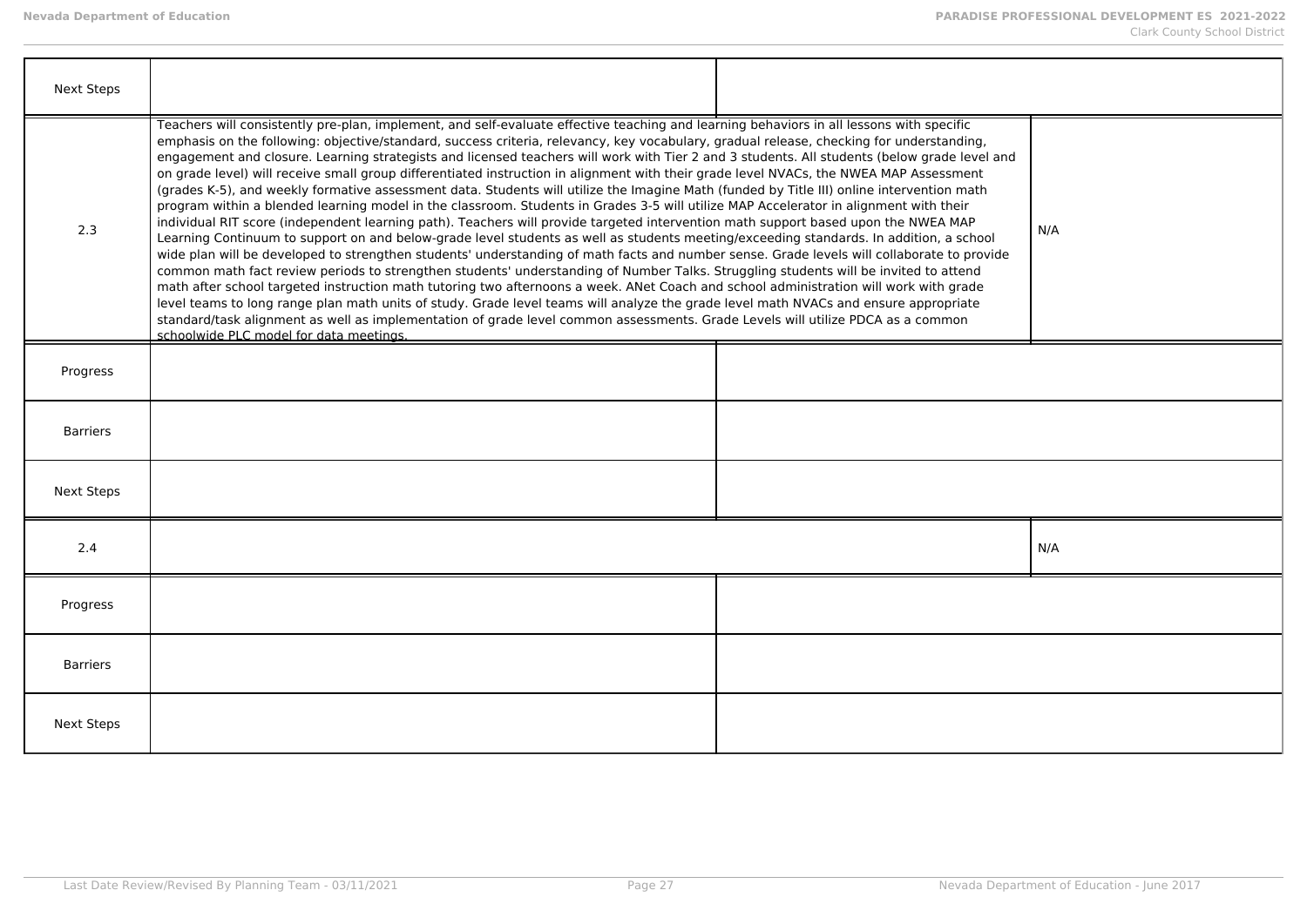| | | |
|---|---|---|
| Next Steps | | |
| 2.3 | Teachers will consistently pre-plan, implement, and self-evaluate effective teaching and learning behaviors in all lessons with specific emphasis on the following: objective/standard, success criteria, relevancy, key vocabulary, gradual release, checking for understanding, engagement and closure. Learning strategists and licensed teachers will work with Tier 2 and 3 students. All students (below grade level and on grade level) will receive small group differentiated instruction in alignment with their grade level NVACs, the NWEA MAP Assessment (grades K-5), and weekly formative assessment data. Students will utilize the Imagine Math (funded by Title III) online intervention math program within a blended learning model in the classroom. Students in Grades 3-5 will utilize MAP Accelerator in alignment with their individual RIT score (independent learning path). Teachers will provide targeted intervention math support based upon the NWEA MAP Learning Continuum to support on and below-grade level students as well as students meeting/exceeding standards. In addition, a school wide plan will be developed to strengthen students' understanding of math facts and number sense. Grade levels will collaborate to provide common math fact review periods to strengthen students' understanding of Number Talks. Struggling students will be invited to attend math after school targeted instruction math tutoring two afternoons a week. ANet Coach and school administration will work with grade level teams to long range plan math units of study. Grade level teams will analyze the grade level math NVACs and ensure appropriate standard/task alignment as well as implementation of grade level common assessments. Grade Levels will utilize PDCA as a common schoolwide PLC model for data meetings. | N/A |
| Progress | | |
| Barriers | | |
| Next Steps | | |
| 2.4 | | N/A |
| Progress | | |
| Barriers | | |
| Next Steps | | |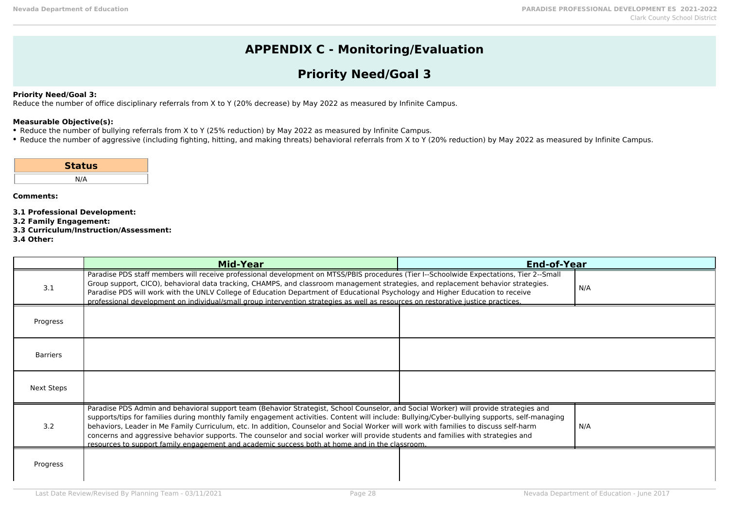# APPENDIX C - Monitoring/Evaluation

## Priority Need/Goal 3

**Priority Need/Goal 3:**
Reduce the number of office disciplinary referrals from X to Y (20% decrease) by May 2022 as measured by Infinite Campus.

**Measurable Objective(s):**
- Reduce the number of bullying referrals from X to Y (25% reduction) by May 2022 as measured by Infinite Campus.
- Reduce the number of aggressive (including fighting, hitting, and making threats) behavioral referrals from X to Y (20% reduction) by May 2022 as measured by Infinite Campus.

| Status |
|---|
| N/A |

**Comments:**

**3.1 Professional Development:**
**3.2 Family Engagement:**
**3.3 Curriculum/Instruction/Assessment:**
**3.4 Other:**

| | Mid-Year | End-of-Year |
|---|---|---|
| 3.1 | Paradise PDS staff members will receive professional development on MTSS/PBIS procedures (Tier I--Schoolwide Expectations, Tier 2--Small Group support, CICO), behavioral data tracking, CHAMPS, and classroom management strategies, and replacement behavior strategies. Paradise PDS will work with the UNLV College of Education Department of Educational Psychology and Higher Education to receive professional development on individual/small group intervention strategies as well as resources on restorative justice practices. | N/A |
| Progress | | |
| Barriers | | |
| Next Steps | | |
| 3.2 | Paradise PDS Admin and behavioral support team (Behavior Strategist, School Counselor, and Social Worker) will provide strategies and supports/tips for families during monthly family engagement activities. Content will include: Bullying/Cyber-bullying supports, self-managing behaviors, Leader in Me Family Curriculum, etc. In addition, Counselor and Social Worker will work with families to discuss self-harm concerns and aggressive behavior supports. The counselor and social worker will provide students and families with strategies and resources to support family engagement and academic success both at home and in the classroom. | N/A |
| Progress | | |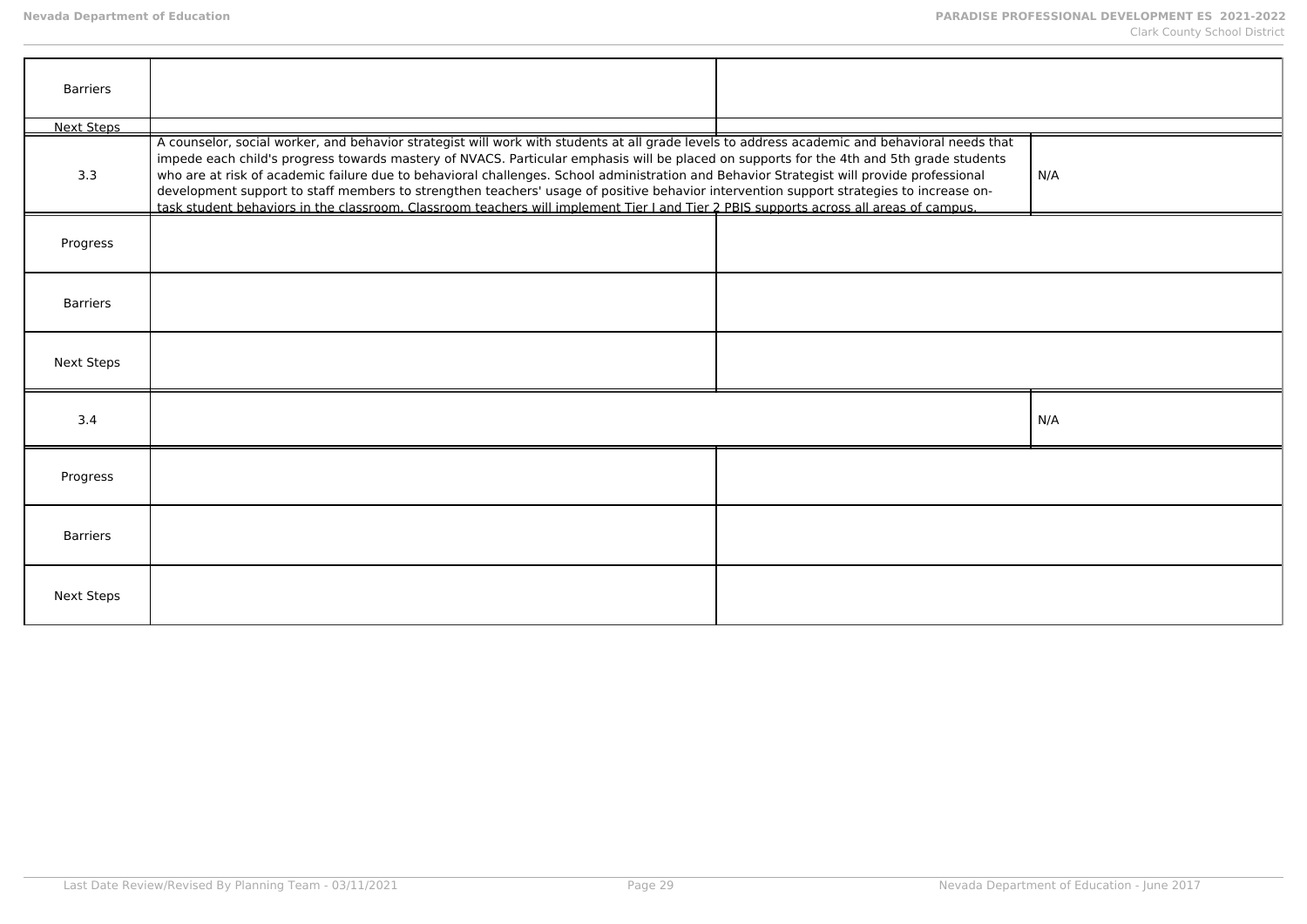| | | |
|---|---|---|
| Barriers | | |
| Next Steps | | |
| 3.3 | A counselor, social worker, and behavior strategist will work with students at all grade levels to address academic and behavioral needs that impede each child's progress towards mastery of NVACS. Particular emphasis will be placed on supports for the 4th and 5th grade students who are at risk of academic failure due to behavioral challenges. School administration and Behavior Strategist will provide professional development support to staff members to strengthen teachers' usage of positive behavior intervention support strategies to increase on-task student behaviors in the classroom. Classroom teachers will implement Tier I and Tier 2 PBIS supports across all areas of campus. | N/A |
| Progress | | |
| Barriers | | |
| Next Steps | | |
| 3.4 | | N/A |
| Progress | | |
| Barriers | | |
| Next Steps | | |